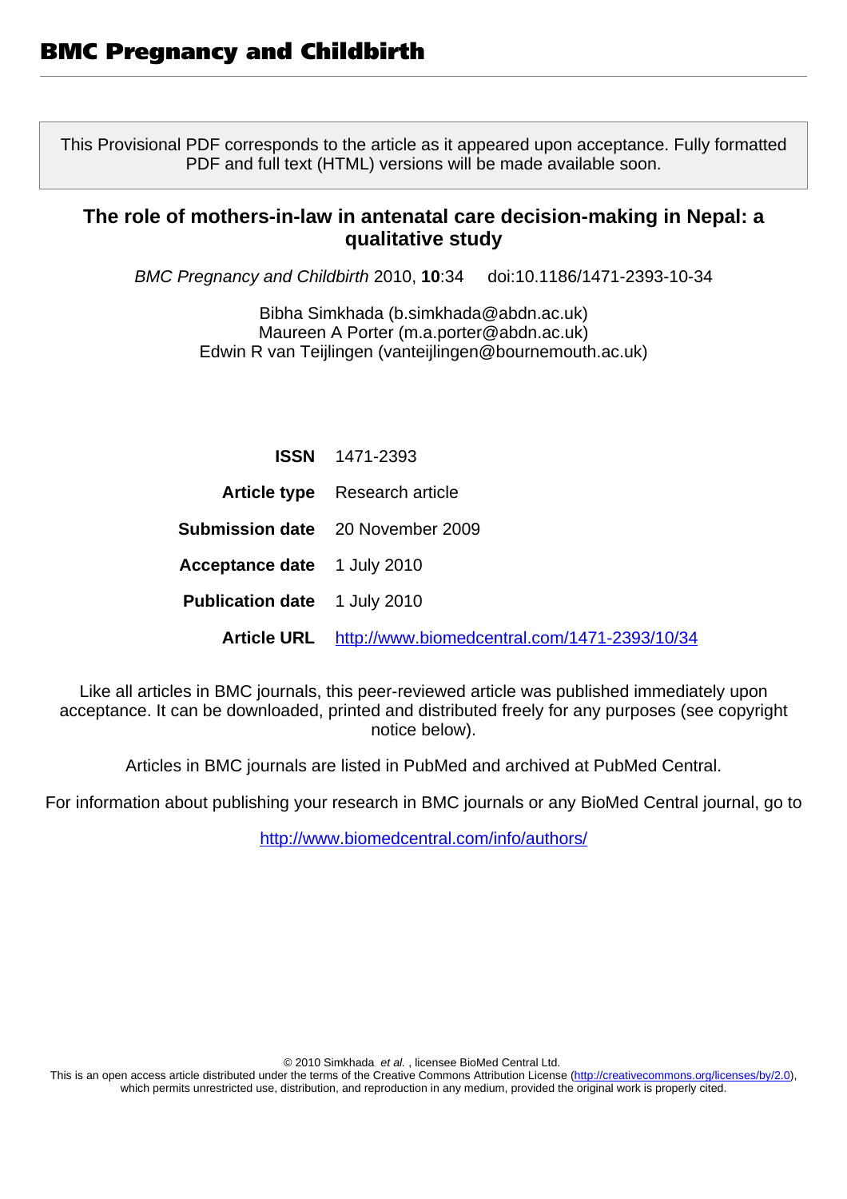# BMC Pregnancy and Childbirth

This Provisional PDF corresponds to the article as it appeared upon acceptance. Fully formatted PDF and full text (HTML) versions will be made available soon.

## The role of mothers-in-law in antenatal care decision-making in Nepal: a qualitative study

*BMC Pregnancy and Childbirth* 2010, **10**:34 doi:10.1186/1471-2393-10-34

Bibha Simkhada (b.simkhada@abdn.ac.uk)
Maureen A Porter (m.a.porter@abdn.ac.uk)
Edwin R van Teijlingen (vanteijlingen@bournemouth.ac.uk)

| | |
|---|---|
| **ISSN** | 1471-2393 |
| **Article type** | Research article |
| **Submission date** | 20 November 2009 |
| **Acceptance date** | 1 July 2010 |
| **Publication date** | 1 July 2010 |
| **Article URL** | http://www.biomedcentral.com/1471-2393/10/34 |

Like all articles in BMC journals, this peer-reviewed article was published immediately upon acceptance. It can be downloaded, printed and distributed freely for any purposes (see copyright notice below).

Articles in BMC journals are listed in PubMed and archived at PubMed Central.

For information about publishing your research in BMC journals or any BioMed Central journal, go to

http://www.biomedcentral.com/info/authors/

© 2010 Simkhada *et al.* , licensee BioMed Central Ltd.
This is an open access article distributed under the terms of the Creative Commons Attribution License (http://creativecommons.org/licenses/by/2.0), which permits unrestricted use, distribution, and reproduction in any medium, provided the original work is properly cited.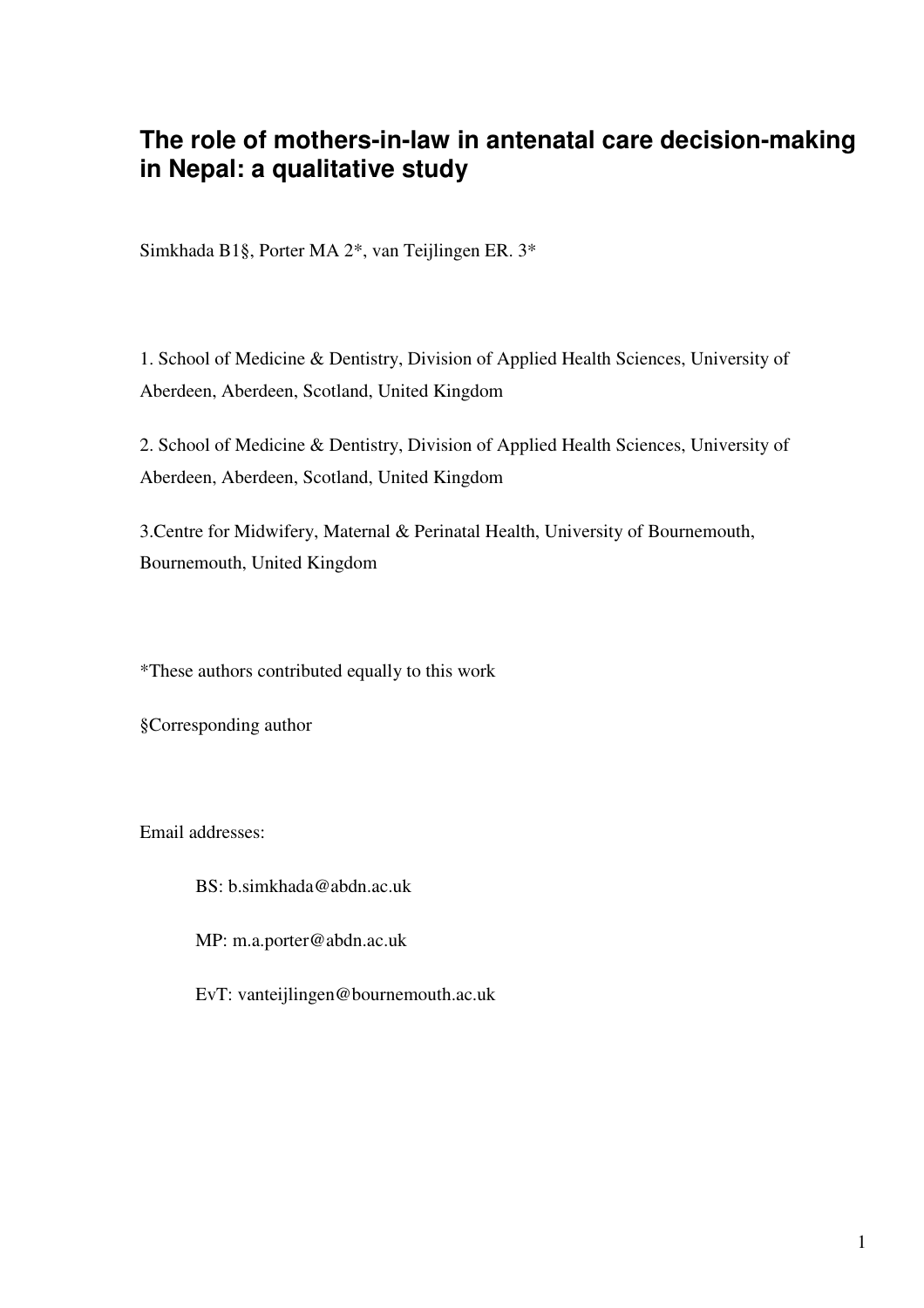# The role of mothers-in-law in antenatal care decision-making in Nepal: a qualitative study

Simkhada B1§, Porter MA 2*, van Teijlingen ER. 3*

1. School of Medicine & Dentistry, Division of Applied Health Sciences, University of Aberdeen, Aberdeen, Scotland, United Kingdom

2. School of Medicine & Dentistry, Division of Applied Health Sciences, University of Aberdeen, Aberdeen, Scotland, United Kingdom

3.Centre for Midwifery, Maternal & Perinatal Health, University of Bournemouth, Bournemouth, United Kingdom

*These authors contributed equally to this work

§Corresponding author

Email addresses:

BS: b.simkhada@abdn.ac.uk

MP: m.a.porter@abdn.ac.uk

EvT: vanteijlingen@bournemouth.ac.uk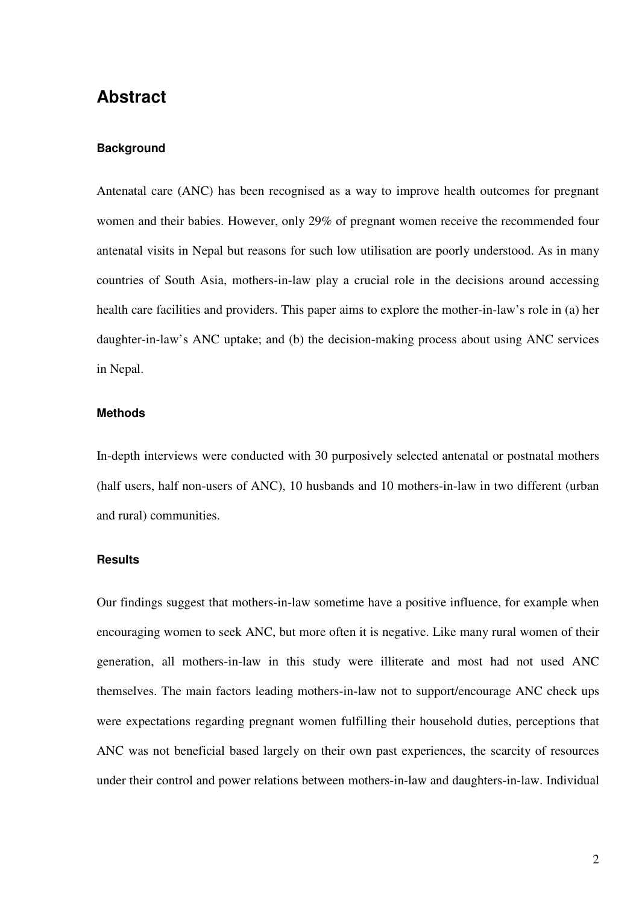# Abstract

### Background

Antenatal care (ANC) has been recognised as a way to improve health outcomes for pregnant women and their babies. However, only 29% of pregnant women receive the recommended four antenatal visits in Nepal but reasons for such low utilisation are poorly understood. As in many countries of South Asia, mothers-in-law play a crucial role in the decisions around accessing health care facilities and providers. This paper aims to explore the mother-in-law's role in (a) her daughter-in-law's ANC uptake; and (b) the decision-making process about using ANC services in Nepal.

### Methods

In-depth interviews were conducted with 30 purposively selected antenatal or postnatal mothers (half users, half non-users of ANC), 10 husbands and 10 mothers-in-law in two different (urban and rural) communities.

### Results

Our findings suggest that mothers-in-law sometime have a positive influence, for example when encouraging women to seek ANC, but more often it is negative. Like many rural women of their generation, all mothers-in-law in this study were illiterate and most had not used ANC themselves. The main factors leading mothers-in-law not to support/encourage ANC check ups were expectations regarding pregnant women fulfilling their household duties, perceptions that ANC was not beneficial based largely on their own past experiences, the scarcity of resources under their control and power relations between mothers-in-law and daughters-in-law. Individual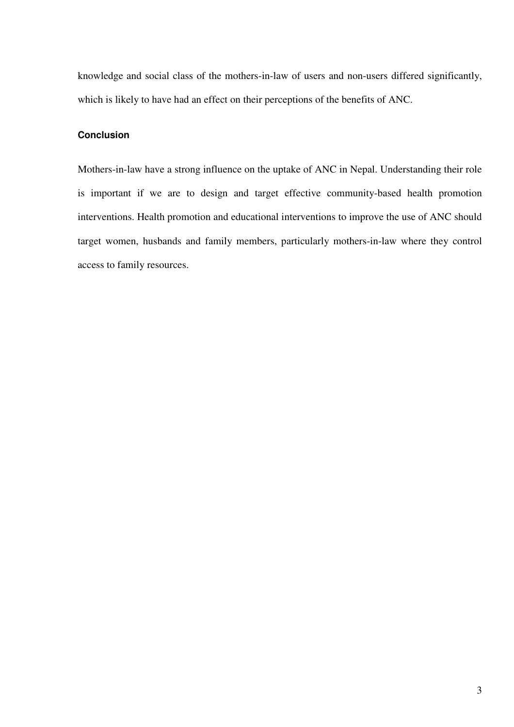knowledge and social class of the mothers-in-law of users and non-users differed significantly, which is likely to have had an effect on their perceptions of the benefits of ANC.

### Conclusion

Mothers-in-law have a strong influence on the uptake of ANC in Nepal. Understanding their role is important if we are to design and target effective community-based health promotion interventions. Health promotion and educational interventions to improve the use of ANC should target women, husbands and family members, particularly mothers-in-law where they control access to family resources.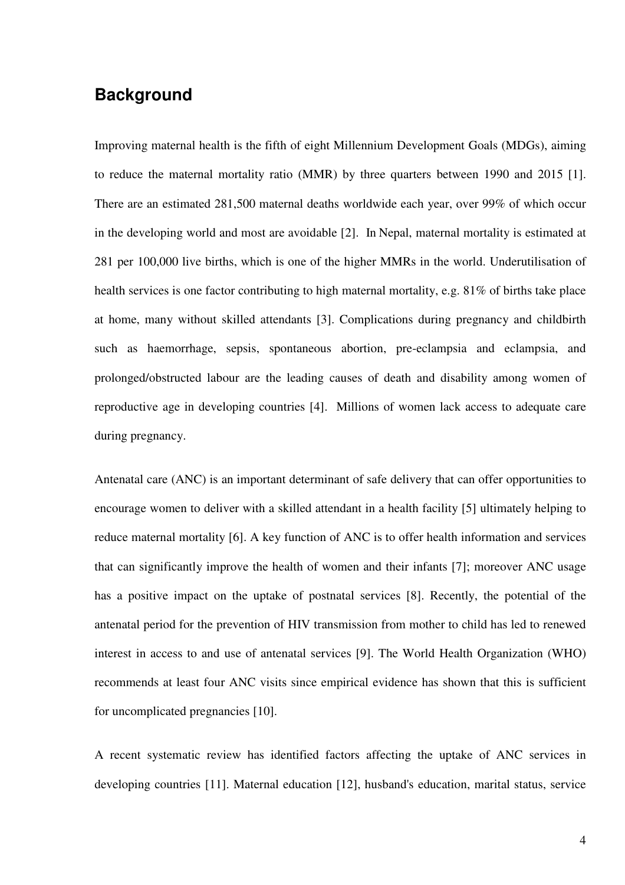## Background

Improving maternal health is the fifth of eight Millennium Development Goals (MDGs), aiming to reduce the maternal mortality ratio (MMR) by three quarters between 1990 and 2015 [1]. There are an estimated 281,500 maternal deaths worldwide each year, over 99% of which occur in the developing world and most are avoidable [2]. In Nepal, maternal mortality is estimated at 281 per 100,000 live births, which is one of the higher MMRs in the world. Underutilisation of health services is one factor contributing to high maternal mortality, e.g. 81% of births take place at home, many without skilled attendants [3]. Complications during pregnancy and childbirth such as haemorrhage, sepsis, spontaneous abortion, pre-eclampsia and eclampsia, and prolonged/obstructed labour are the leading causes of death and disability among women of reproductive age in developing countries [4]. Millions of women lack access to adequate care during pregnancy.

Antenatal care (ANC) is an important determinant of safe delivery that can offer opportunities to encourage women to deliver with a skilled attendant in a health facility [5] ultimately helping to reduce maternal mortality [6]. A key function of ANC is to offer health information and services that can significantly improve the health of women and their infants [7]; moreover ANC usage has a positive impact on the uptake of postnatal services [8]. Recently, the potential of the antenatal period for the prevention of HIV transmission from mother to child has led to renewed interest in access to and use of antenatal services [9]. The World Health Organization (WHO) recommends at least four ANC visits since empirical evidence has shown that this is sufficient for uncomplicated pregnancies [10].

A recent systematic review has identified factors affecting the uptake of ANC services in developing countries [11]. Maternal education [12], husband's education, marital status, service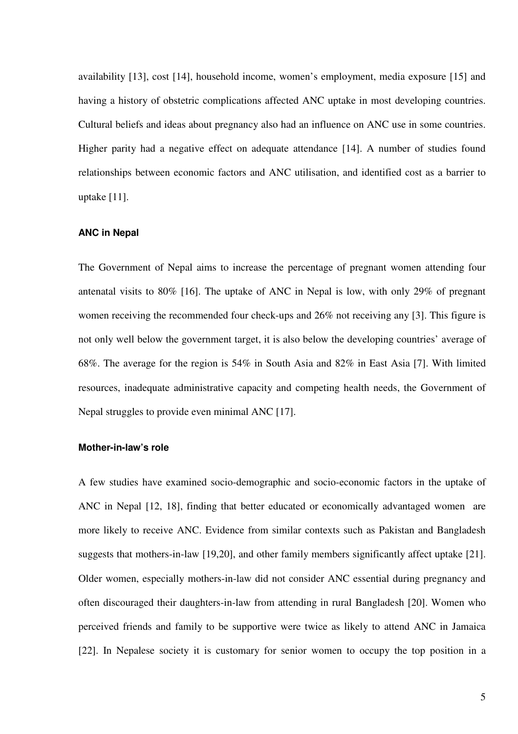availability [13], cost [14], household income, women's employment, media exposure [15] and having a history of obstetric complications affected ANC uptake in most developing countries. Cultural beliefs and ideas about pregnancy also had an influence on ANC use in some countries. Higher parity had a negative effect on adequate attendance [14]. A number of studies found relationships between economic factors and ANC utilisation, and identified cost as a barrier to uptake [11].

### ANC in Nepal

The Government of Nepal aims to increase the percentage of pregnant women attending four antenatal visits to 80% [16]. The uptake of ANC in Nepal is low, with only 29% of pregnant women receiving the recommended four check-ups and 26% not receiving any [3]. This figure is not only well below the government target, it is also below the developing countries' average of 68%. The average for the region is 54% in South Asia and 82% in East Asia [7]. With limited resources, inadequate administrative capacity and competing health needs, the Government of Nepal struggles to provide even minimal ANC [17].

### Mother-in-law's role

A few studies have examined socio-demographic and socio-economic factors in the uptake of ANC in Nepal [12, 18], finding that better educated or economically advantaged women are more likely to receive ANC. Evidence from similar contexts such as Pakistan and Bangladesh suggests that mothers-in-law [19,20], and other family members significantly affect uptake [21]. Older women, especially mothers-in-law did not consider ANC essential during pregnancy and often discouraged their daughters-in-law from attending in rural Bangladesh [20]. Women who perceived friends and family to be supportive were twice as likely to attend ANC in Jamaica [22]. In Nepalese society it is customary for senior women to occupy the top position in a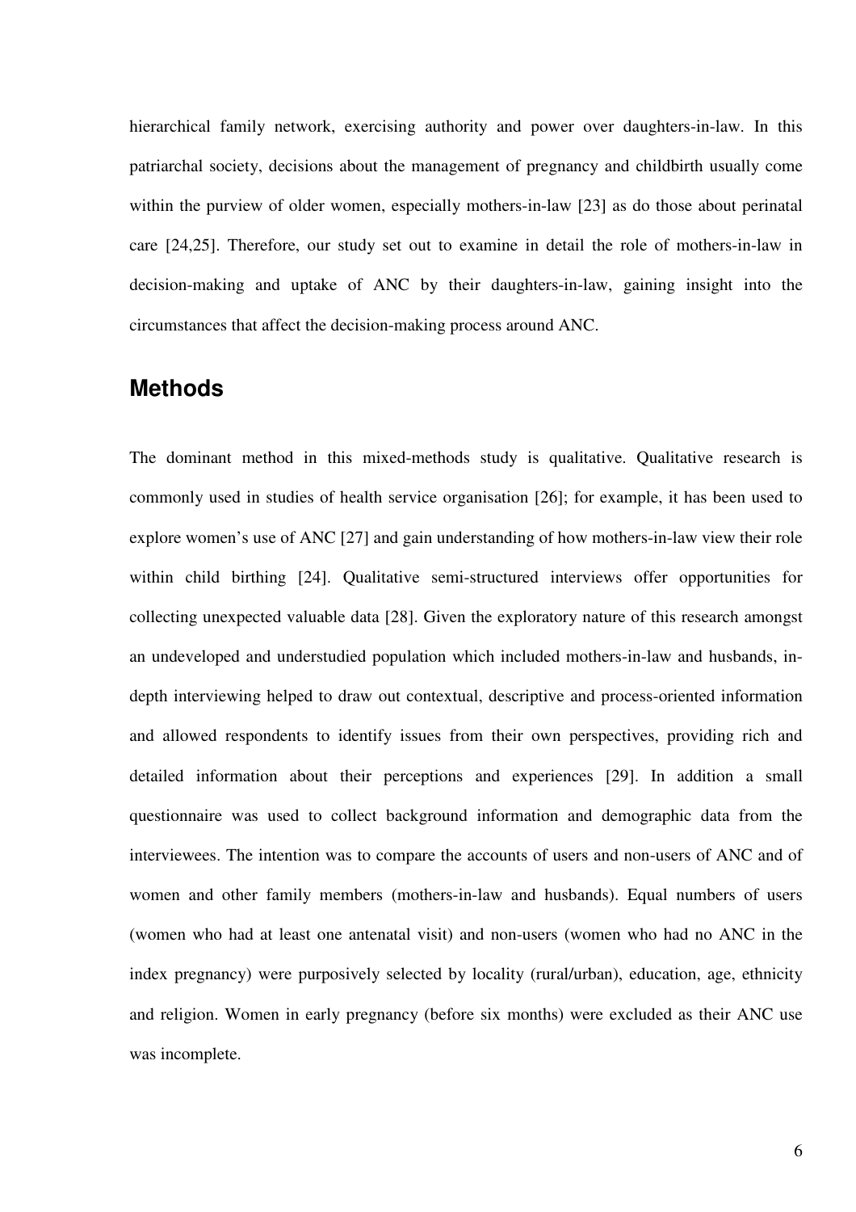hierarchical family network, exercising authority and power over daughters-in-law. In this patriarchal society, decisions about the management of pregnancy and childbirth usually come within the purview of older women, especially mothers-in-law [23] as do those about perinatal care [24,25]. Therefore, our study set out to examine in detail the role of mothers-in-law in decision-making and uptake of ANC by their daughters-in-law, gaining insight into the circumstances that affect the decision-making process around ANC.

## Methods

The dominant method in this mixed-methods study is qualitative. Qualitative research is commonly used in studies of health service organisation [26]; for example, it has been used to explore women's use of ANC [27] and gain understanding of how mothers-in-law view their role within child birthing [24]. Qualitative semi-structured interviews offer opportunities for collecting unexpected valuable data [28]. Given the exploratory nature of this research amongst an undeveloped and understudied population which included mothers-in-law and husbands, in-depth interviewing helped to draw out contextual, descriptive and process-oriented information and allowed respondents to identify issues from their own perspectives, providing rich and detailed information about their perceptions and experiences [29]. In addition a small questionnaire was used to collect background information and demographic data from the interviewees. The intention was to compare the accounts of users and non-users of ANC and of women and other family members (mothers-in-law and husbands). Equal numbers of users (women who had at least one antenatal visit) and non-users (women who had no ANC in the index pregnancy) were purposively selected by locality (rural/urban), education, age, ethnicity and religion. Women in early pregnancy (before six months) were excluded as their ANC use was incomplete.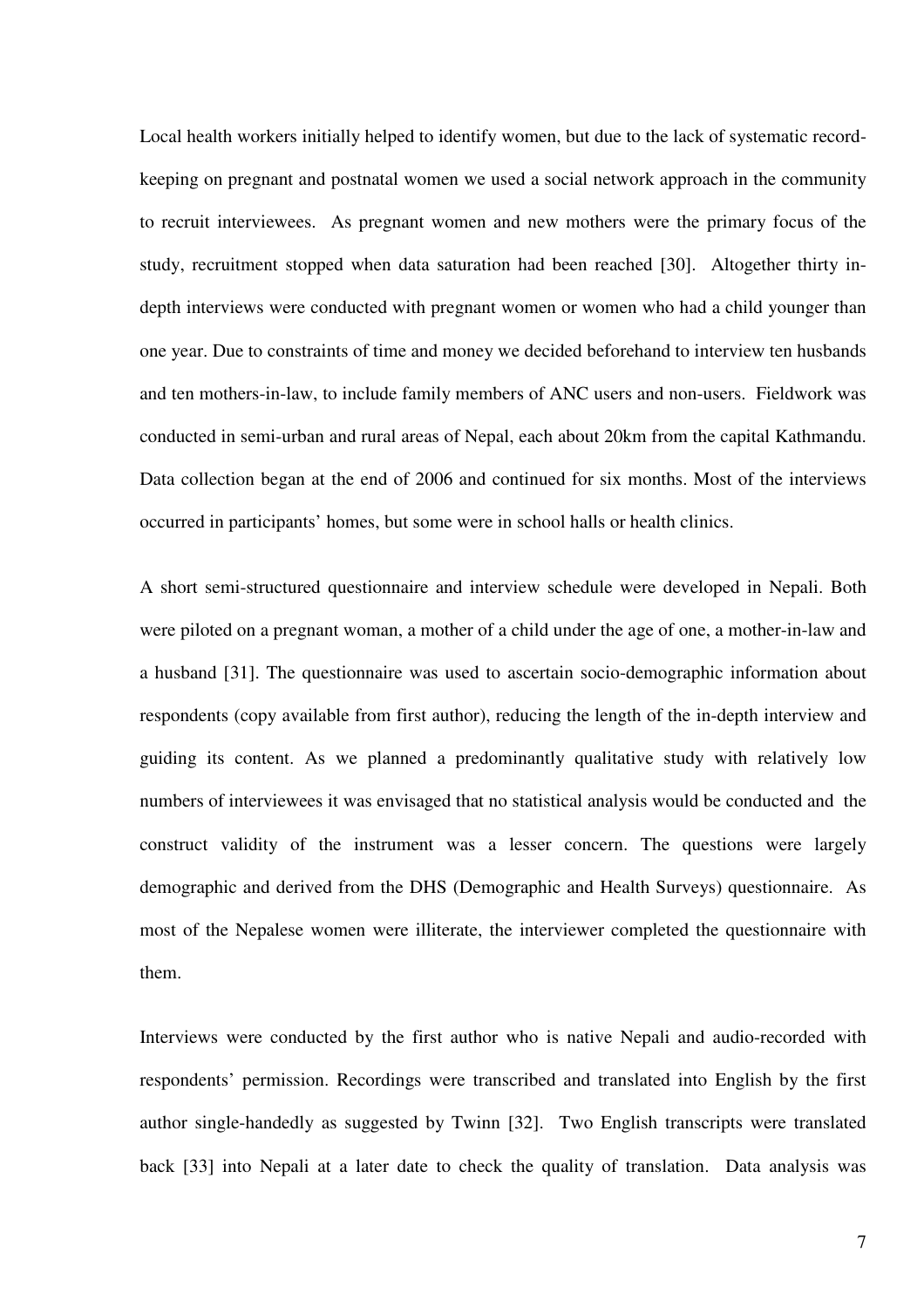Local health workers initially helped to identify women, but due to the lack of systematic record-keeping on pregnant and postnatal women we used a social network approach in the community to recruit interviewees. As pregnant women and new mothers were the primary focus of the study, recruitment stopped when data saturation had been reached [30]. Altogether thirty in-depth interviews were conducted with pregnant women or women who had a child younger than one year. Due to constraints of time and money we decided beforehand to interview ten husbands and ten mothers-in-law, to include family members of ANC users and non-users. Fieldwork was conducted in semi-urban and rural areas of Nepal, each about 20km from the capital Kathmandu. Data collection began at the end of 2006 and continued for six months. Most of the interviews occurred in participants' homes, but some were in school halls or health clinics.

A short semi-structured questionnaire and interview schedule were developed in Nepali. Both were piloted on a pregnant woman, a mother of a child under the age of one, a mother-in-law and a husband [31]. The questionnaire was used to ascertain socio-demographic information about respondents (copy available from first author), reducing the length of the in-depth interview and guiding its content. As we planned a predominantly qualitative study with relatively low numbers of interviewees it was envisaged that no statistical analysis would be conducted and the construct validity of the instrument was a lesser concern. The questions were largely demographic and derived from the DHS (Demographic and Health Surveys) questionnaire. As most of the Nepalese women were illiterate, the interviewer completed the questionnaire with them.

Interviews were conducted by the first author who is native Nepali and audio-recorded with respondents' permission. Recordings were transcribed and translated into English by the first author single-handedly as suggested by Twinn [32]. Two English transcripts were translated back [33] into Nepali at a later date to check the quality of translation. Data analysis was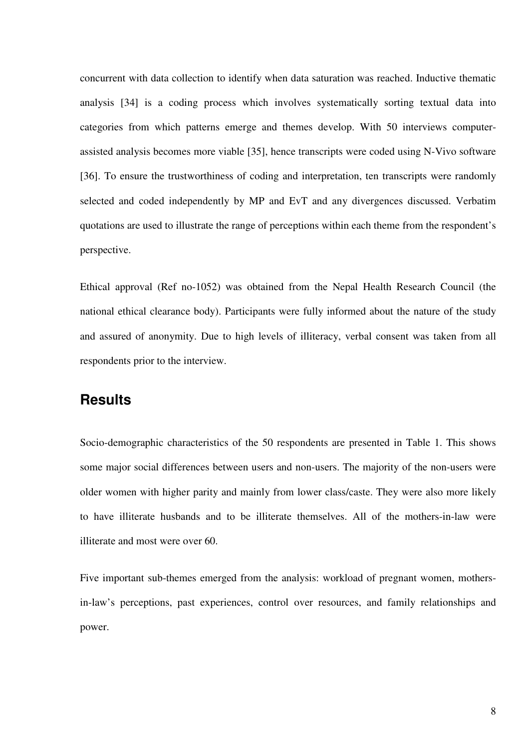concurrent with data collection to identify when data saturation was reached. Inductive thematic analysis [34] is a coding process which involves systematically sorting textual data into categories from which patterns emerge and themes develop. With 50 interviews computer-assisted analysis becomes more viable [35], hence transcripts were coded using N-Vivo software [36]. To ensure the trustworthiness of coding and interpretation, ten transcripts were randomly selected and coded independently by MP and EvT and any divergences discussed. Verbatim quotations are used to illustrate the range of perceptions within each theme from the respondent's perspective.

Ethical approval (Ref no-1052) was obtained from the Nepal Health Research Council (the national ethical clearance body). Participants were fully informed about the nature of the study and assured of anonymity. Due to high levels of illiteracy, verbal consent was taken from all respondents prior to the interview.

## Results

Socio-demographic characteristics of the 50 respondents are presented in Table 1. This shows some major social differences between users and non-users. The majority of the non-users were older women with higher parity and mainly from lower class/caste. They were also more likely to have illiterate husbands and to be illiterate themselves. All of the mothers-in-law were illiterate and most were over 60.

Five important sub-themes emerged from the analysis: workload of pregnant women, mothers-in-law's perceptions, past experiences, control over resources, and family relationships and power.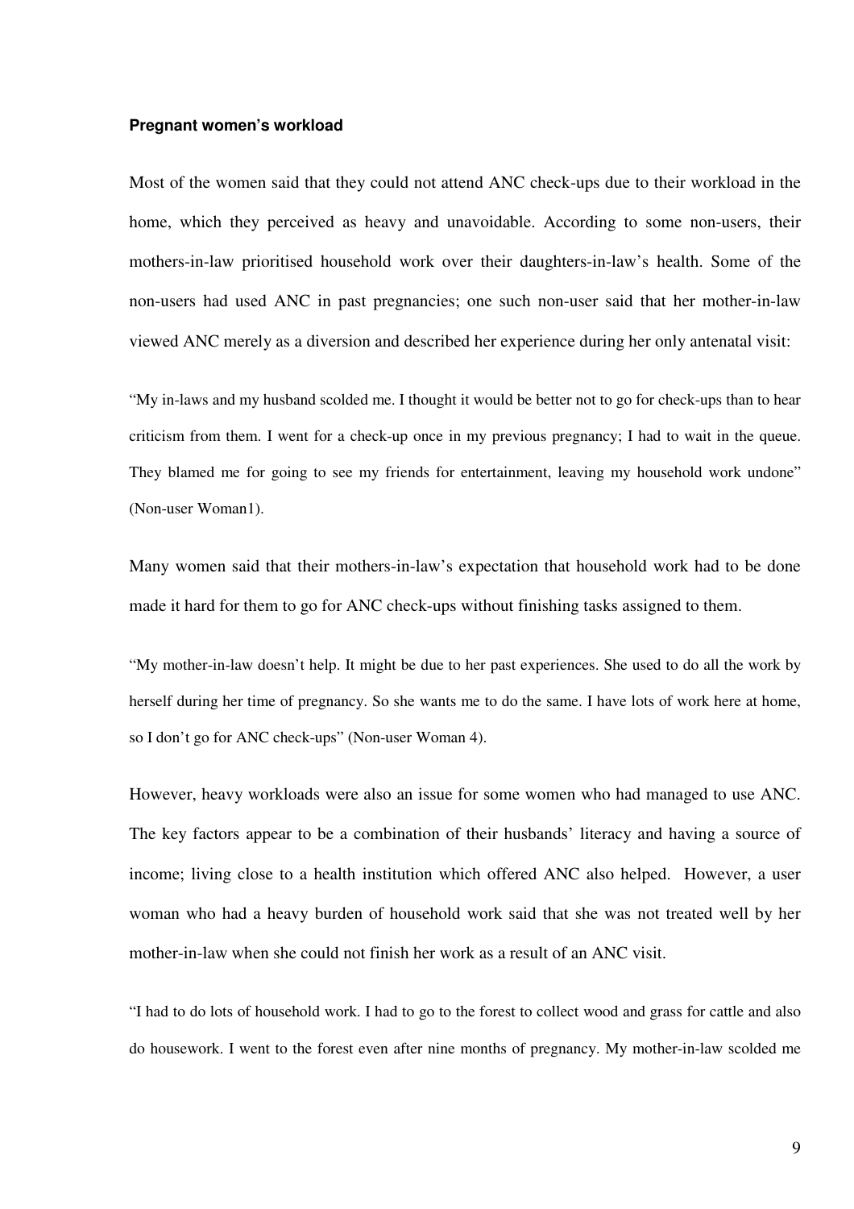**Pregnant women's workload**

Most of the women said that they could not attend ANC check-ups due to their workload in the home, which they perceived as heavy and unavoidable. According to some non-users, their mothers-in-law prioritised household work over their daughters-in-law's health. Some of the non-users had used ANC in past pregnancies; one such non-user said that her mother-in-law viewed ANC merely as a diversion and described her experience during her only antenatal visit:

> "My in-laws and my husband scolded me. I thought it would be better not to go for check-ups than to hear criticism from them. I went for a check-up once in my previous pregnancy; I had to wait in the queue. They blamed me for going to see my friends for entertainment, leaving my household work undone" (Non-user Woman1).

Many women said that their mothers-in-law's expectation that household work had to be done made it hard for them to go for ANC check-ups without finishing tasks assigned to them.

> "My mother-in-law doesn't help. It might be due to her past experiences. She used to do all the work by herself during her time of pregnancy. So she wants me to do the same. I have lots of work here at home, so I don't go for ANC check-ups" (Non-user Woman 4).

However, heavy workloads were also an issue for some women who had managed to use ANC. The key factors appear to be a combination of their husbands' literacy and having a source of income; living close to a health institution which offered ANC also helped. However, a user woman who had a heavy burden of household work said that she was not treated well by her mother-in-law when she could not finish her work as a result of an ANC visit.

> "I had to do lots of household work. I had to go to the forest to collect wood and grass for cattle and also do housework. I went to the forest even after nine months of pregnancy. My mother-in-law scolded me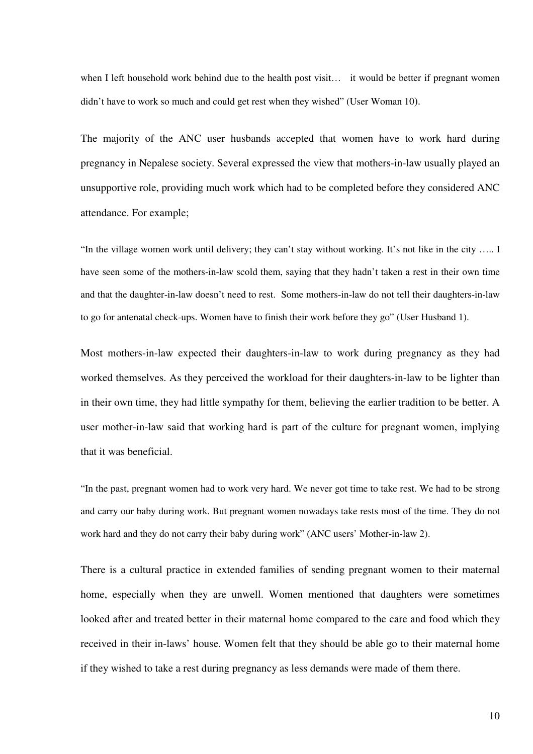when I left household work behind due to the health post visit… it would be better if pregnant women didn't have to work so much and could get rest when they wished" (User Woman 10).

The majority of the ANC user husbands accepted that women have to work hard during pregnancy in Nepalese society. Several expressed the view that mothers-in-law usually played an unsupportive role, providing much work which had to be completed before they considered ANC attendance. For example;

"In the village women work until delivery; they can't stay without working. It's not like in the city ….. I have seen some of the mothers-in-law scold them, saying that they hadn't taken a rest in their own time and that the daughter-in-law doesn't need to rest. Some mothers-in-law do not tell their daughters-in-law to go for antenatal check-ups. Women have to finish their work before they go" (User Husband 1).

Most mothers-in-law expected their daughters-in-law to work during pregnancy as they had worked themselves. As they perceived the workload for their daughters-in-law to be lighter than in their own time, they had little sympathy for them, believing the earlier tradition to be better. A user mother-in-law said that working hard is part of the culture for pregnant women, implying that it was beneficial.

"In the past, pregnant women had to work very hard. We never got time to take rest. We had to be strong and carry our baby during work. But pregnant women nowadays take rests most of the time. They do not work hard and they do not carry their baby during work" (ANC users' Mother-in-law 2).

There is a cultural practice in extended families of sending pregnant women to their maternal home, especially when they are unwell. Women mentioned that daughters were sometimes looked after and treated better in their maternal home compared to the care and food which they received in their in-laws' house. Women felt that they should be able go to their maternal home if they wished to take a rest during pregnancy as less demands were made of them there.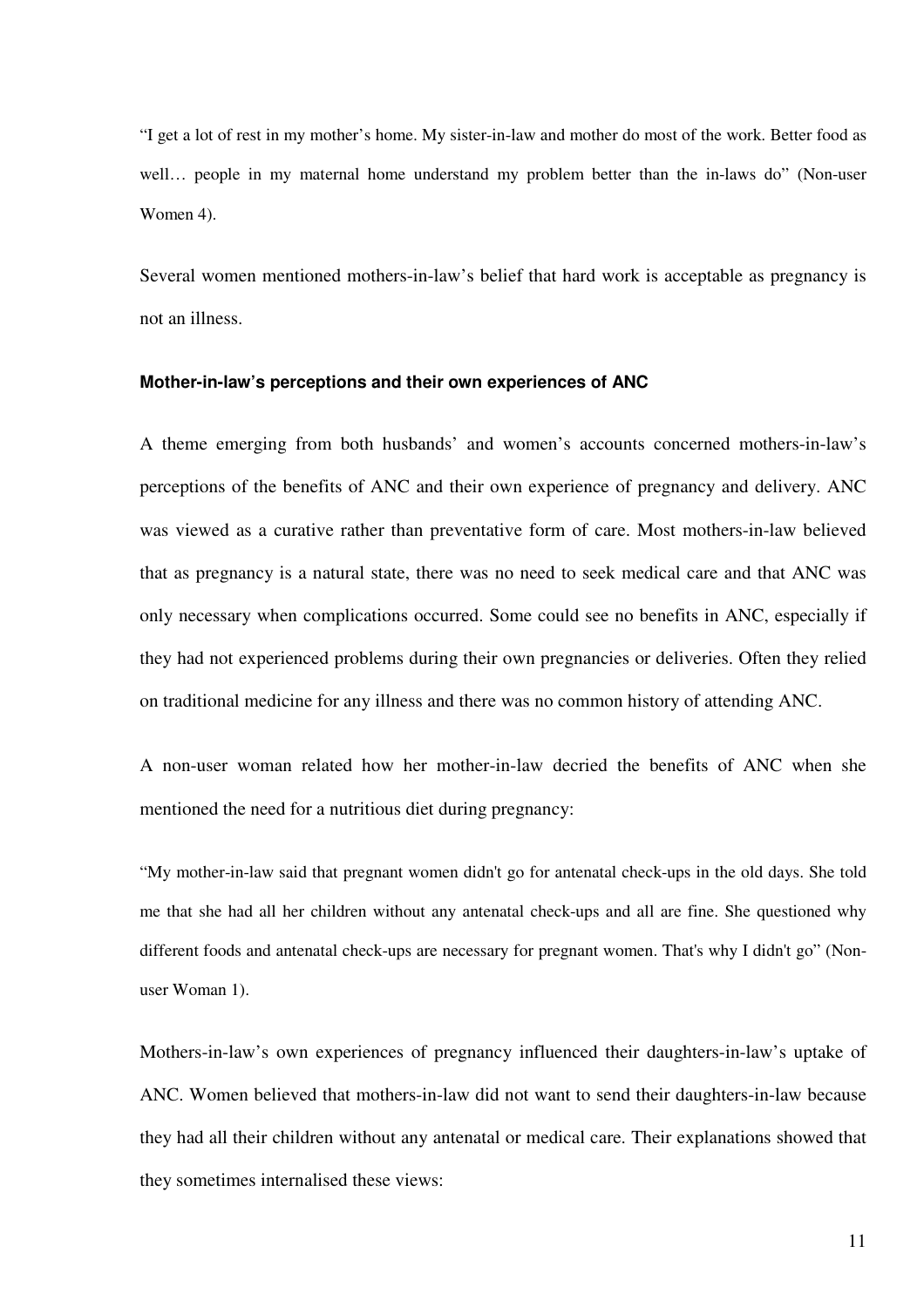> "I get a lot of rest in my mother's home. My sister-in-law and mother do most of the work. Better food as well… people in my maternal home understand my problem better than the in-laws do" (Non-user Women 4).

Several women mentioned mothers-in-law's belief that hard work is acceptable as pregnancy is not an illness.

#### Mother-in-law's perceptions and their own experiences of ANC

A theme emerging from both husbands' and women's accounts concerned mothers-in-law's perceptions of the benefits of ANC and their own experience of pregnancy and delivery. ANC was viewed as a curative rather than preventative form of care. Most mothers-in-law believed that as pregnancy is a natural state, there was no need to seek medical care and that ANC was only necessary when complications occurred. Some could see no benefits in ANC, especially if they had not experienced problems during their own pregnancies or deliveries. Often they relied on traditional medicine for any illness and there was no common history of attending ANC.

A non-user woman related how her mother-in-law decried the benefits of ANC when she mentioned the need for a nutritious diet during pregnancy:

> "My mother-in-law said that pregnant women didn't go for antenatal check-ups in the old days. She told me that she had all her children without any antenatal check-ups and all are fine. She questioned why different foods and antenatal check-ups are necessary for pregnant women. That's why I didn't go" (Non-user Woman 1).

Mothers-in-law's own experiences of pregnancy influenced their daughters-in-law's uptake of ANC. Women believed that mothers-in-law did not want to send their daughters-in-law because they had all their children without any antenatal or medical care. Their explanations showed that they sometimes internalised these views: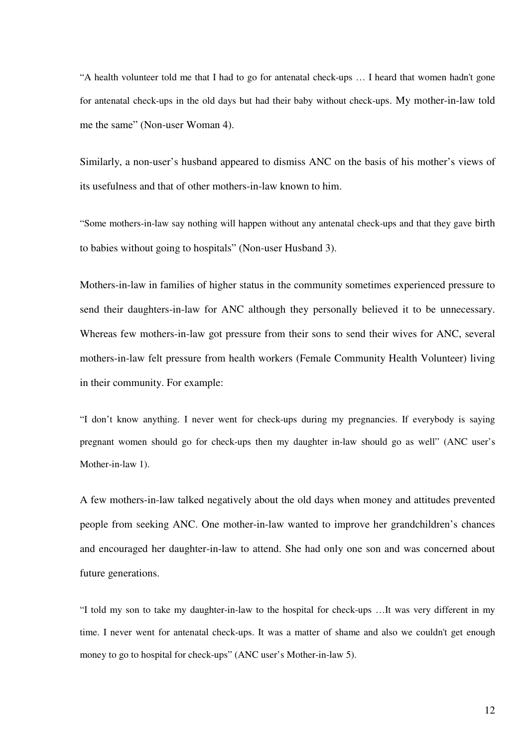"A health volunteer told me that I had to go for antenatal check-ups … I heard that women hadn't gone for antenatal check-ups in the old days but had their baby without check-ups. My mother-in-law told me the same" (Non-user Woman 4).

Similarly, a non-user's husband appeared to dismiss ANC on the basis of his mother's views of its usefulness and that of other mothers-in-law known to him.

"Some mothers-in-law say nothing will happen without any antenatal check-ups and that they gave birth to babies without going to hospitals" (Non-user Husband 3).

Mothers-in-law in families of higher status in the community sometimes experienced pressure to send their daughters-in-law for ANC although they personally believed it to be unnecessary. Whereas few mothers-in-law got pressure from their sons to send their wives for ANC, several mothers-in-law felt pressure from health workers (Female Community Health Volunteer) living in their community. For example:

"I don't know anything. I never went for check-ups during my pregnancies. If everybody is saying pregnant women should go for check-ups then my daughter in-law should go as well" (ANC user's Mother-in-law 1).

A few mothers-in-law talked negatively about the old days when money and attitudes prevented people from seeking ANC. One mother-in-law wanted to improve her grandchildren's chances and encouraged her daughter-in-law to attend. She had only one son and was concerned about future generations.

"I told my son to take my daughter-in-law to the hospital for check-ups …It was very different in my time. I never went for antenatal check-ups. It was a matter of shame and also we couldn't get enough money to go to hospital for check-ups" (ANC user's Mother-in-law 5).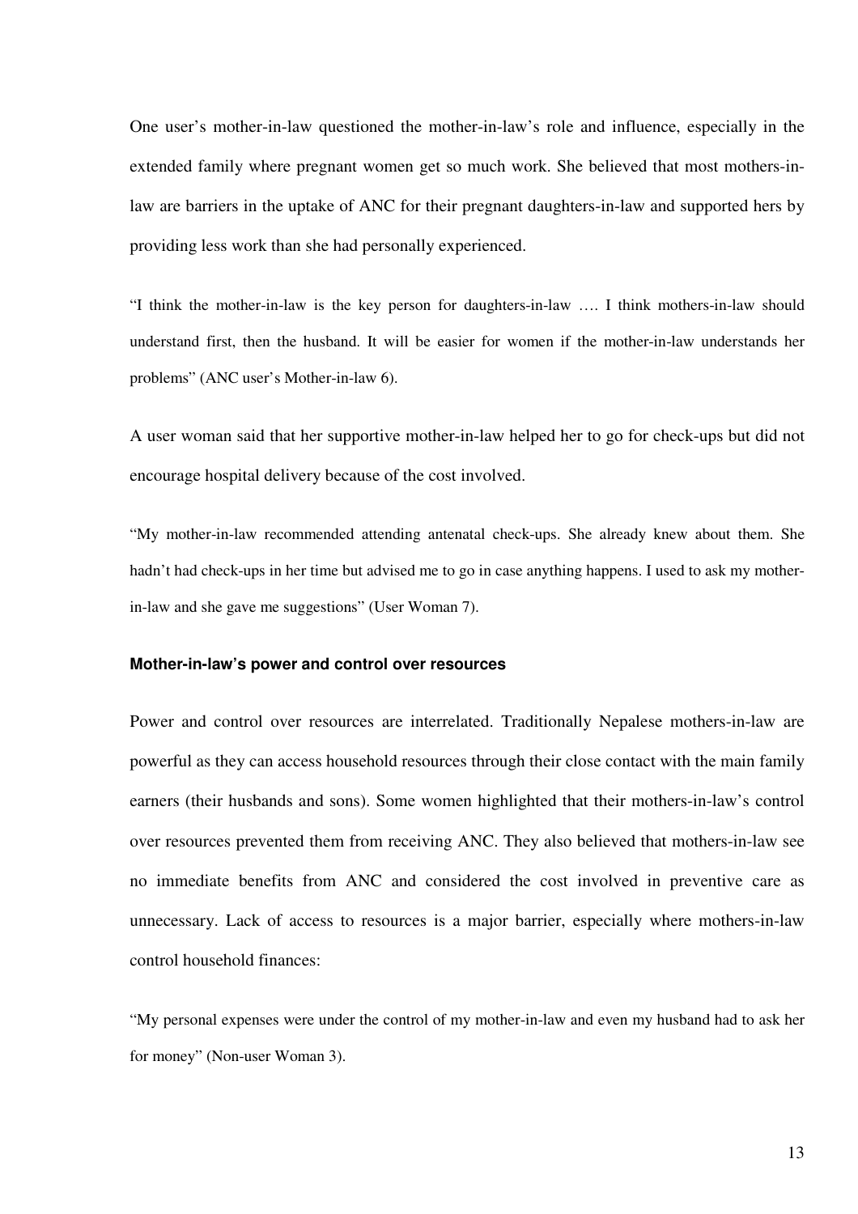One user's mother-in-law questioned the mother-in-law's role and influence, especially in the extended family where pregnant women get so much work. She believed that most mothers-in-law are barriers in the uptake of ANC for their pregnant daughters-in-law and supported hers by providing less work than she had personally experienced.

"I think the mother-in-law is the key person for daughters-in-law …. I think mothers-in-law should understand first, then the husband. It will be easier for women if the mother-in-law understands her problems" (ANC user's Mother-in-law 6).

A user woman said that her supportive mother-in-law helped her to go for check-ups but did not encourage hospital delivery because of the cost involved.

"My mother-in-law recommended attending antenatal check-ups. She already knew about them. She hadn't had check-ups in her time but advised me to go in case anything happens. I used to ask my mother-in-law and she gave me suggestions" (User Woman 7).

#### Mother-in-law's power and control over resources

Power and control over resources are interrelated. Traditionally Nepalese mothers-in-law are powerful as they can access household resources through their close contact with the main family earners (their husbands and sons). Some women highlighted that their mothers-in-law's control over resources prevented them from receiving ANC. They also believed that mothers-in-law see no immediate benefits from ANC and considered the cost involved in preventive care as unnecessary. Lack of access to resources is a major barrier, especially where mothers-in-law control household finances:

"My personal expenses were under the control of my mother-in-law and even my husband had to ask her for money" (Non-user Woman 3).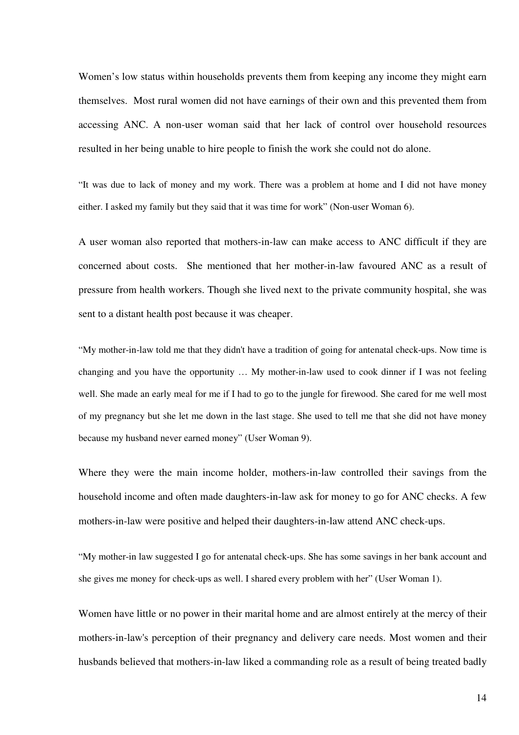Women's low status within households prevents them from keeping any income they might earn themselves. Most rural women did not have earnings of their own and this prevented them from accessing ANC. A non-user woman said that her lack of control over household resources resulted in her being unable to hire people to finish the work she could not do alone.

> "It was due to lack of money and my work. There was a problem at home and I did not have money either. I asked my family but they said that it was time for work" (Non-user Woman 6).

A user woman also reported that mothers-in-law can make access to ANC difficult if they are concerned about costs. She mentioned that her mother-in-law favoured ANC as a result of pressure from health workers. Though she lived next to the private community hospital, she was sent to a distant health post because it was cheaper.

> "My mother-in-law told me that they didn't have a tradition of going for antenatal check-ups. Now time is changing and you have the opportunity … My mother-in-law used to cook dinner if I was not feeling well. She made an early meal for me if I had to go to the jungle for firewood. She cared for me well most of my pregnancy but she let me down in the last stage. She used to tell me that she did not have money because my husband never earned money" (User Woman 9).

Where they were the main income holder, mothers-in-law controlled their savings from the household income and often made daughters-in-law ask for money to go for ANC checks. A few mothers-in-law were positive and helped their daughters-in-law attend ANC check-ups.

> "My mother-in law suggested I go for antenatal check-ups. She has some savings in her bank account and she gives me money for check-ups as well. I shared every problem with her" (User Woman 1).

Women have little or no power in their marital home and are almost entirely at the mercy of their mothers-in-law's perception of their pregnancy and delivery care needs. Most women and their husbands believed that mothers-in-law liked a commanding role as a result of being treated badly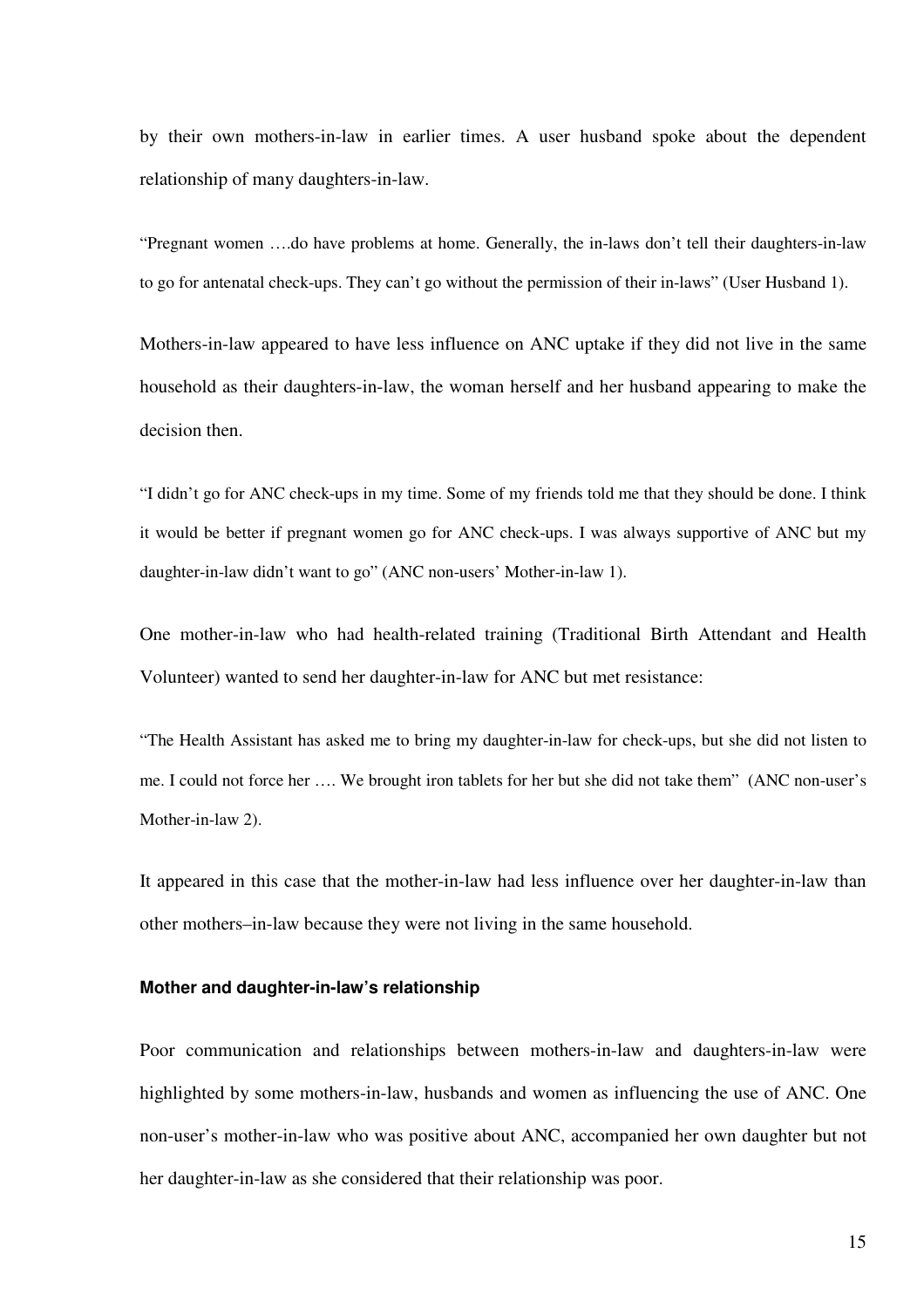by their own mothers-in-law in earlier times. A user husband spoke about the dependent relationship of many daughters-in-law.

> "Pregnant women ….do have problems at home. Generally, the in-laws don't tell their daughters-in-law to go for antenatal check-ups. They can't go without the permission of their in-laws" (User Husband 1).

Mothers-in-law appeared to have less influence on ANC uptake if they did not live in the same household as their daughters-in-law, the woman herself and her husband appearing to make the decision then.

> "I didn't go for ANC check-ups in my time. Some of my friends told me that they should be done. I think it would be better if pregnant women go for ANC check-ups. I was always supportive of ANC but my daughter-in-law didn't want to go" (ANC non-users' Mother-in-law 1).

One mother-in-law who had health-related training (Traditional Birth Attendant and Health Volunteer) wanted to send her daughter-in-law for ANC but met resistance:

> "The Health Assistant has asked me to bring my daughter-in-law for check-ups, but she did not listen to me. I could not force her …. We brought iron tablets for her but she did not take them" (ANC non-user's Mother-in-law 2).

It appeared in this case that the mother-in-law had less influence over her daughter-in-law than other mothers–in-law because they were not living in the same household.

#### Mother and daughter-in-law's relationship

Poor communication and relationships between mothers-in-law and daughters-in-law were highlighted by some mothers-in-law, husbands and women as influencing the use of ANC. One non-user's mother-in-law who was positive about ANC, accompanied her own daughter but not her daughter-in-law as she considered that their relationship was poor.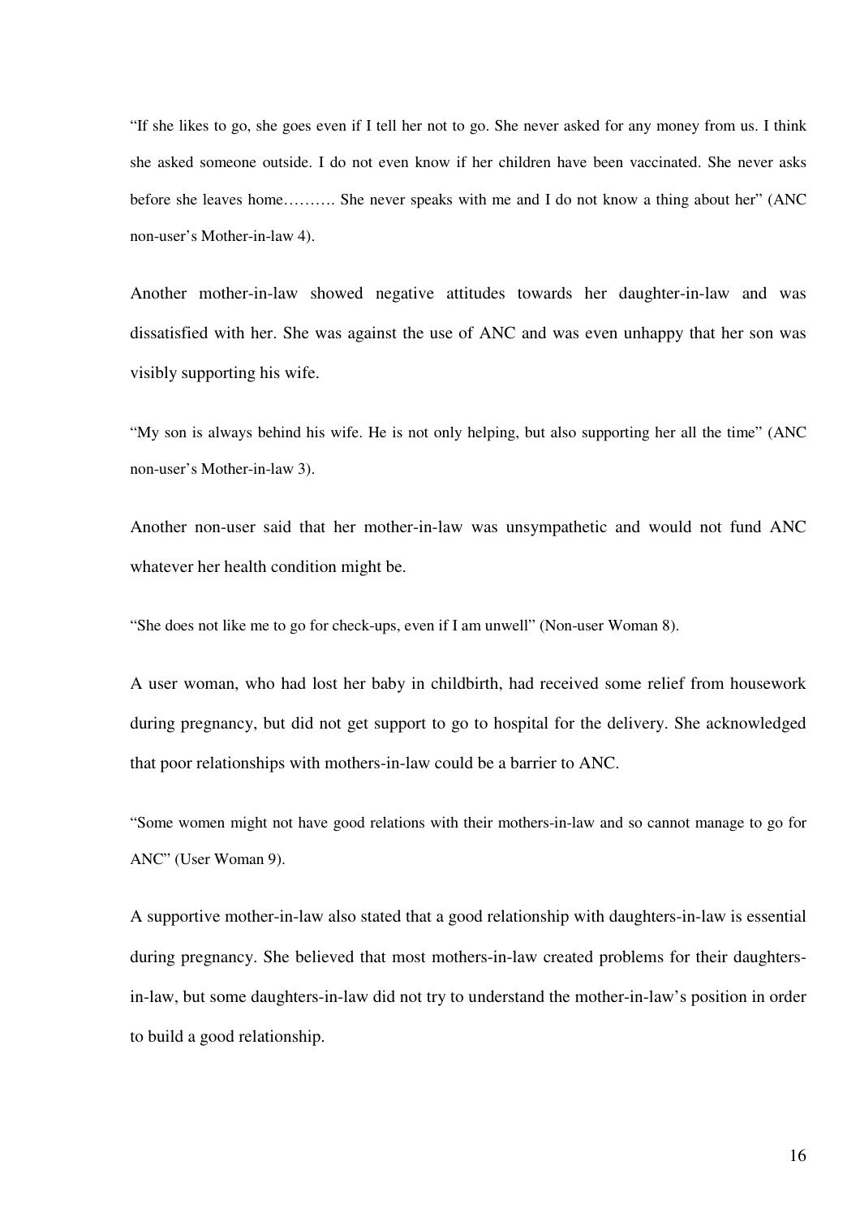"If she likes to go, she goes even if I tell her not to go. She never asked for any money from us. I think she asked someone outside. I do not even know if her children have been vaccinated. She never asks before she leaves home………. She never speaks with me and I do not know a thing about her" (ANC non-user's Mother-in-law 4).

Another mother-in-law showed negative attitudes towards her daughter-in-law and was dissatisfied with her. She was against the use of ANC and was even unhappy that her son was visibly supporting his wife.

"My son is always behind his wife. He is not only helping, but also supporting her all the time" (ANC non-user's Mother-in-law 3).

Another non-user said that her mother-in-law was unsympathetic and would not fund ANC whatever her health condition might be.

"She does not like me to go for check-ups, even if I am unwell" (Non-user Woman 8).

A user woman, who had lost her baby in childbirth, had received some relief from housework during pregnancy, but did not get support to go to hospital for the delivery. She acknowledged that poor relationships with mothers-in-law could be a barrier to ANC.

"Some women might not have good relations with their mothers-in-law and so cannot manage to go for ANC" (User Woman 9).

A supportive mother-in-law also stated that a good relationship with daughters-in-law is essential during pregnancy. She believed that most mothers-in-law created problems for their daughters-in-law, but some daughters-in-law did not try to understand the mother-in-law's position in order to build a good relationship.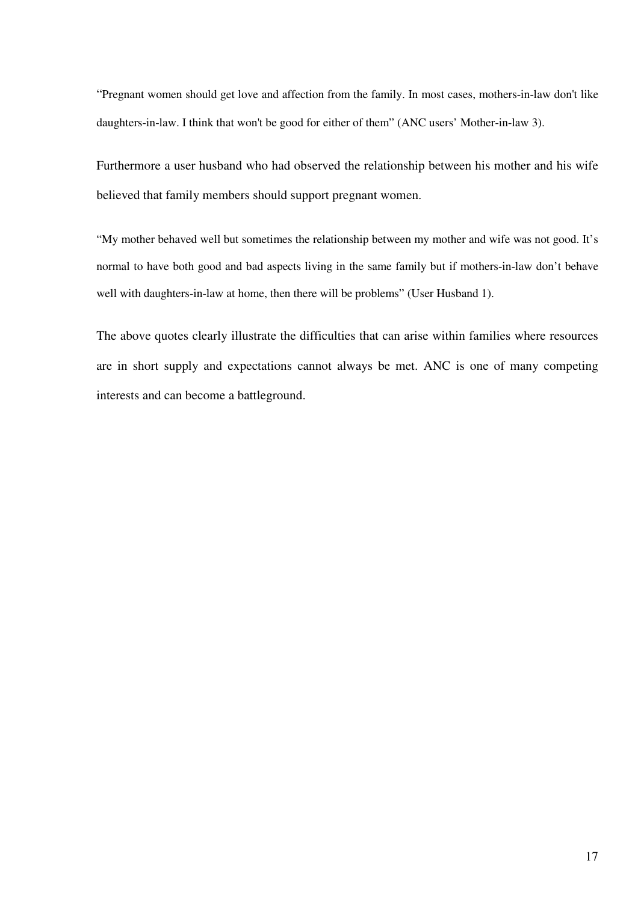"Pregnant women should get love and affection from the family. In most cases, mothers-in-law don't like daughters-in-law. I think that won't be good for either of them" (ANC users' Mother-in-law 3).

Furthermore a user husband who had observed the relationship between his mother and his wife believed that family members should support pregnant women.

"My mother behaved well but sometimes the relationship between my mother and wife was not good. It's normal to have both good and bad aspects living in the same family but if mothers-in-law don't behave well with daughters-in-law at home, then there will be problems" (User Husband 1).

The above quotes clearly illustrate the difficulties that can arise within families where resources are in short supply and expectations cannot always be met. ANC is one of many competing interests and can become a battleground.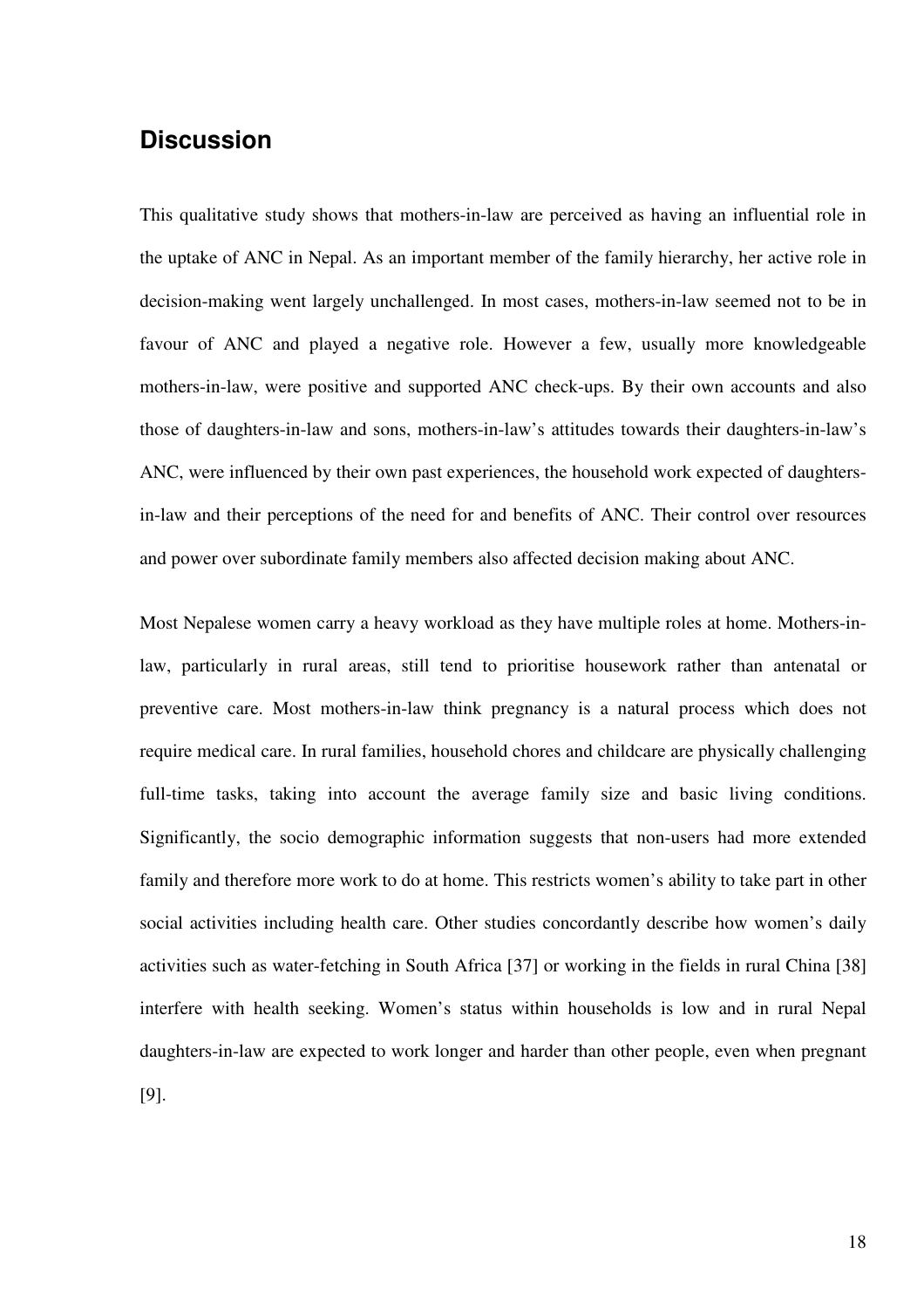## Discussion

This qualitative study shows that mothers-in-law are perceived as having an influential role in the uptake of ANC in Nepal. As an important member of the family hierarchy, her active role in decision-making went largely unchallenged. In most cases, mothers-in-law seemed not to be in favour of ANC and played a negative role. However a few, usually more knowledgeable mothers-in-law, were positive and supported ANC check-ups. By their own accounts and also those of daughters-in-law and sons, mothers-in-law's attitudes towards their daughters-in-law's ANC, were influenced by their own past experiences, the household work expected of daughters-in-law and their perceptions of the need for and benefits of ANC. Their control over resources and power over subordinate family members also affected decision making about ANC.

Most Nepalese women carry a heavy workload as they have multiple roles at home. Mothers-in-law, particularly in rural areas, still tend to prioritise housework rather than antenatal or preventive care. Most mothers-in-law think pregnancy is a natural process which does not require medical care. In rural families, household chores and childcare are physically challenging full-time tasks, taking into account the average family size and basic living conditions. Significantly, the socio demographic information suggests that non-users had more extended family and therefore more work to do at home. This restricts women's ability to take part in other social activities including health care. Other studies concordantly describe how women's daily activities such as water-fetching in South Africa [37] or working in the fields in rural China [38] interfere with health seeking. Women's status within households is low and in rural Nepal daughters-in-law are expected to work longer and harder than other people, even when pregnant [9].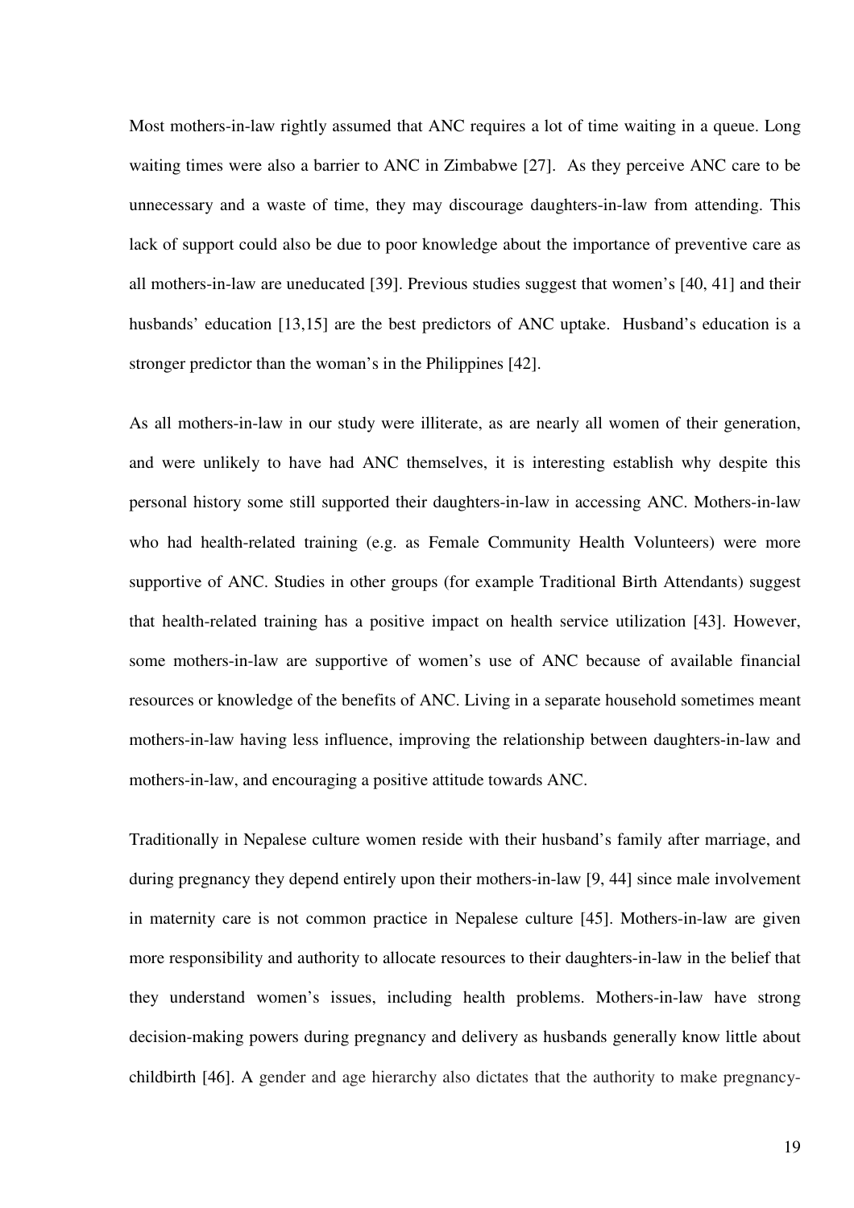Most mothers-in-law rightly assumed that ANC requires a lot of time waiting in a queue. Long waiting times were also a barrier to ANC in Zimbabwe [27]. As they perceive ANC care to be unnecessary and a waste of time, they may discourage daughters-in-law from attending. This lack of support could also be due to poor knowledge about the importance of preventive care as all mothers-in-law are uneducated [39]. Previous studies suggest that women's [40, 41] and their husbands' education [13,15] are the best predictors of ANC uptake. Husband's education is a stronger predictor than the woman's in the Philippines [42].

As all mothers-in-law in our study were illiterate, as are nearly all women of their generation, and were unlikely to have had ANC themselves, it is interesting establish why despite this personal history some still supported their daughters-in-law in accessing ANC. Mothers-in-law who had health-related training (e.g. as Female Community Health Volunteers) were more supportive of ANC. Studies in other groups (for example Traditional Birth Attendants) suggest that health-related training has a positive impact on health service utilization [43]. However, some mothers-in-law are supportive of women's use of ANC because of available financial resources or knowledge of the benefits of ANC. Living in a separate household sometimes meant mothers-in-law having less influence, improving the relationship between daughters-in-law and mothers-in-law, and encouraging a positive attitude towards ANC.

Traditionally in Nepalese culture women reside with their husband's family after marriage, and during pregnancy they depend entirely upon their mothers-in-law [9, 44] since male involvement in maternity care is not common practice in Nepalese culture [45]. Mothers-in-law are given more responsibility and authority to allocate resources to their daughters-in-law in the belief that they understand women's issues, including health problems. Mothers-in-law have strong decision-making powers during pregnancy and delivery as husbands generally know little about childbirth [46]. A gender and age hierarchy also dictates that the authority to make pregnancy-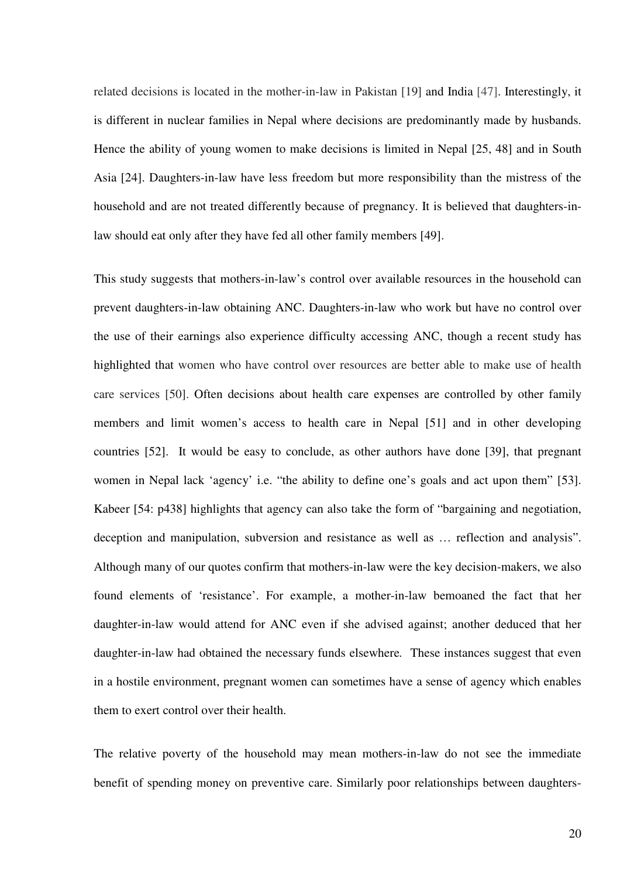related decisions is located in the mother-in-law in Pakistan [19] and India [47]. Interestingly, it is different in nuclear families in Nepal where decisions are predominantly made by husbands. Hence the ability of young women to make decisions is limited in Nepal [25, 48] and in South Asia [24]. Daughters-in-law have less freedom but more responsibility than the mistress of the household and are not treated differently because of pregnancy. It is believed that daughters-in-law should eat only after they have fed all other family members [49].

This study suggests that mothers-in-law's control over available resources in the household can prevent daughters-in-law obtaining ANC. Daughters-in-law who work but have no control over the use of their earnings also experience difficulty accessing ANC, though a recent study has highlighted that women who have control over resources are better able to make use of health care services [50]. Often decisions about health care expenses are controlled by other family members and limit women's access to health care in Nepal [51] and in other developing countries [52]. It would be easy to conclude, as other authors have done [39], that pregnant women in Nepal lack 'agency' i.e. "the ability to define one's goals and act upon them" [53]. Kabeer [54: p438] highlights that agency can also take the form of "bargaining and negotiation, deception and manipulation, subversion and resistance as well as … reflection and analysis". Although many of our quotes confirm that mothers-in-law were the key decision-makers, we also found elements of 'resistance'. For example, a mother-in-law bemoaned the fact that her daughter-in-law would attend for ANC even if she advised against; another deduced that her daughter-in-law had obtained the necessary funds elsewhere. These instances suggest that even in a hostile environment, pregnant women can sometimes have a sense of agency which enables them to exert control over their health.

The relative poverty of the household may mean mothers-in-law do not see the immediate benefit of spending money on preventive care. Similarly poor relationships between daughters-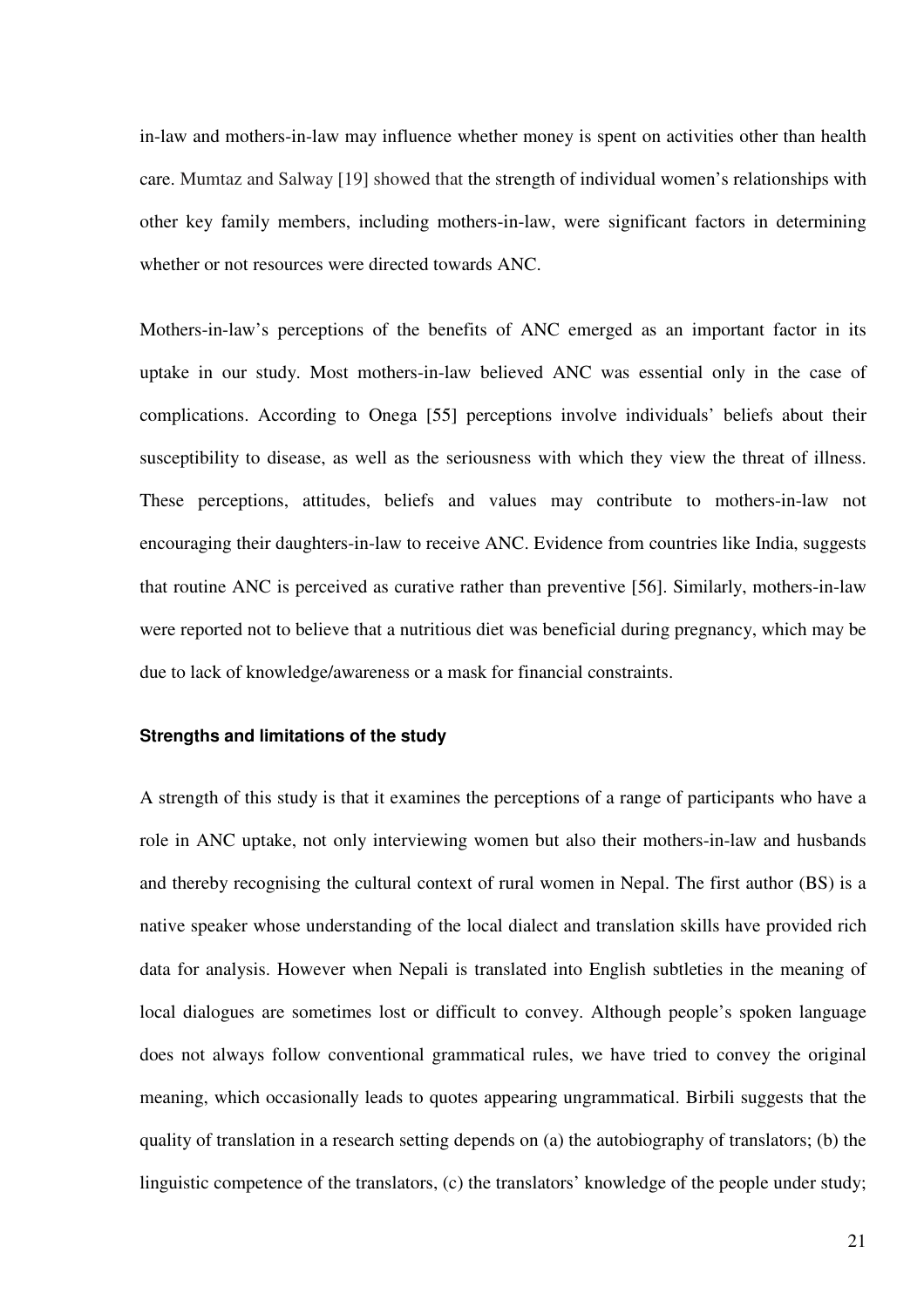in-law and mothers-in-law may influence whether money is spent on activities other than health care. Mumtaz and Salway [19] showed that the strength of individual women's relationships with other key family members, including mothers-in-law, were significant factors in determining whether or not resources were directed towards ANC.

Mothers-in-law's perceptions of the benefits of ANC emerged as an important factor in its uptake in our study. Most mothers-in-law believed ANC was essential only in the case of complications. According to Onega [55] perceptions involve individuals' beliefs about their susceptibility to disease, as well as the seriousness with which they view the threat of illness. These perceptions, attitudes, beliefs and values may contribute to mothers-in-law not encouraging their daughters-in-law to receive ANC. Evidence from countries like India, suggests that routine ANC is perceived as curative rather than preventive [56]. Similarly, mothers-in-law were reported not to believe that a nutritious diet was beneficial during pregnancy, which may be due to lack of knowledge/awareness or a mask for financial constraints.

### Strengths and limitations of the study

A strength of this study is that it examines the perceptions of a range of participants who have a role in ANC uptake, not only interviewing women but also their mothers-in-law and husbands and thereby recognising the cultural context of rural women in Nepal. The first author (BS) is a native speaker whose understanding of the local dialect and translation skills have provided rich data for analysis. However when Nepali is translated into English subtleties in the meaning of local dialogues are sometimes lost or difficult to convey. Although people's spoken language does not always follow conventional grammatical rules, we have tried to convey the original meaning, which occasionally leads to quotes appearing ungrammatical. Birbili suggests that the quality of translation in a research setting depends on (a) the autobiography of translators; (b) the linguistic competence of the translators, (c) the translators' knowledge of the people under study;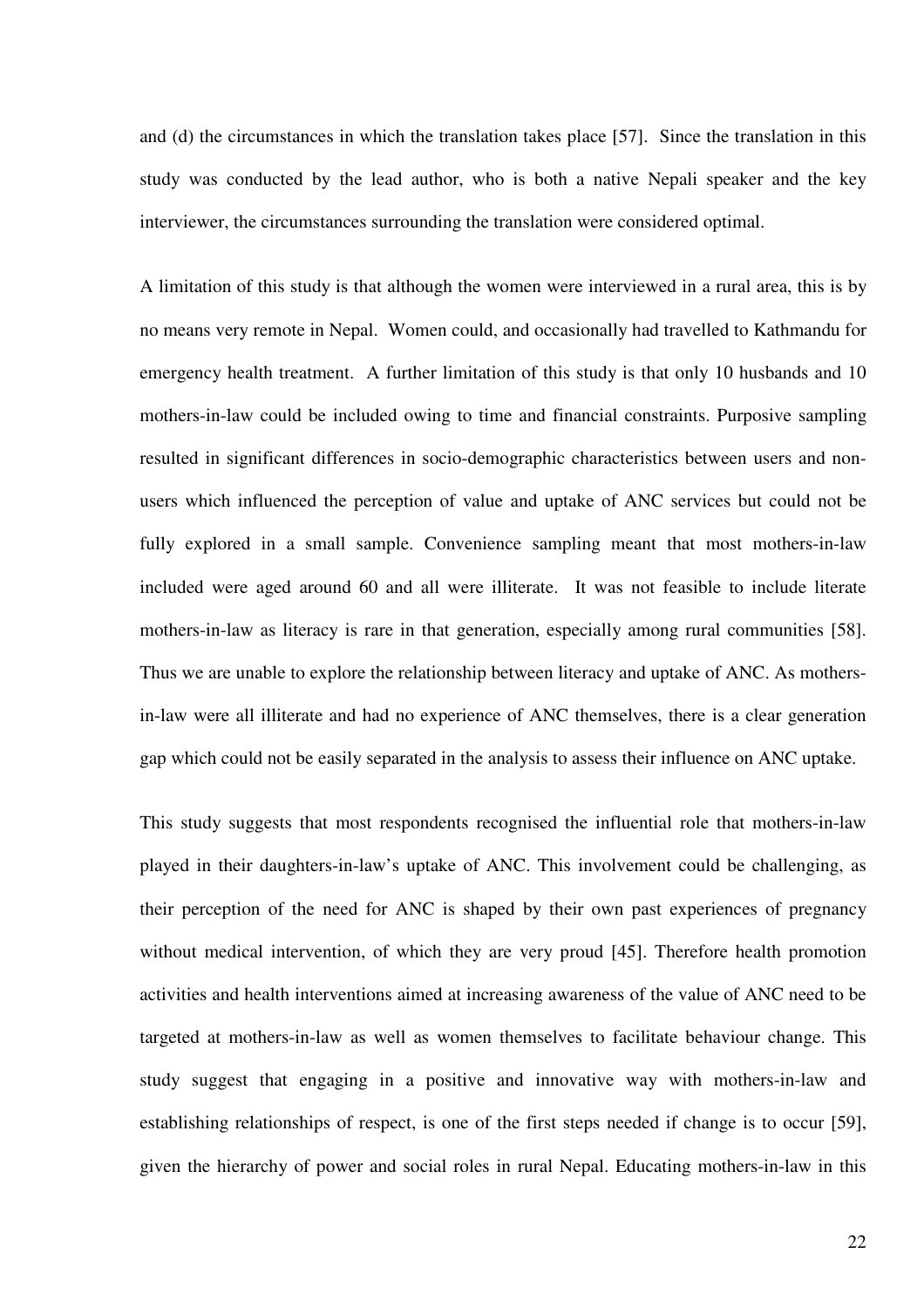and (d) the circumstances in which the translation takes place [57]. Since the translation in this study was conducted by the lead author, who is both a native Nepali speaker and the key interviewer, the circumstances surrounding the translation were considered optimal.

A limitation of this study is that although the women were interviewed in a rural area, this is by no means very remote in Nepal. Women could, and occasionally had travelled to Kathmandu for emergency health treatment. A further limitation of this study is that only 10 husbands and 10 mothers-in-law could be included owing to time and financial constraints. Purposive sampling resulted in significant differences in socio-demographic characteristics between users and non-users which influenced the perception of value and uptake of ANC services but could not be fully explored in a small sample. Convenience sampling meant that most mothers-in-law included were aged around 60 and all were illiterate. It was not feasible to include literate mothers-in-law as literacy is rare in that generation, especially among rural communities [58]. Thus we are unable to explore the relationship between literacy and uptake of ANC. As mothers-in-law were all illiterate and had no experience of ANC themselves, there is a clear generation gap which could not be easily separated in the analysis to assess their influence on ANC uptake.

This study suggests that most respondents recognised the influential role that mothers-in-law played in their daughters-in-law's uptake of ANC. This involvement could be challenging, as their perception of the need for ANC is shaped by their own past experiences of pregnancy without medical intervention, of which they are very proud [45]. Therefore health promotion activities and health interventions aimed at increasing awareness of the value of ANC need to be targeted at mothers-in-law as well as women themselves to facilitate behaviour change. This study suggest that engaging in a positive and innovative way with mothers-in-law and establishing relationships of respect, is one of the first steps needed if change is to occur [59], given the hierarchy of power and social roles in rural Nepal. Educating mothers-in-law in this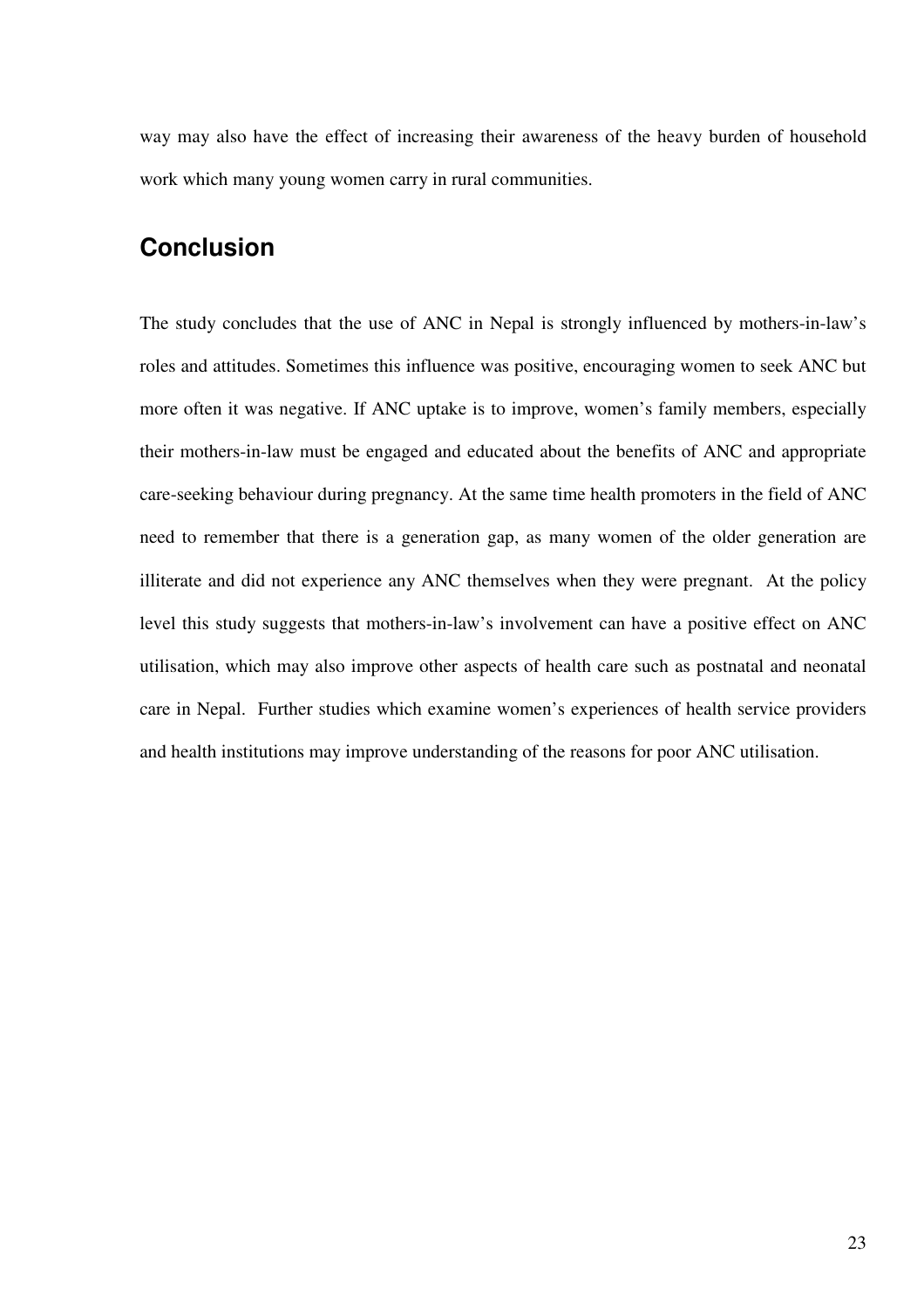way may also have the effect of increasing their awareness of the heavy burden of household work which many young women carry in rural communities.

## Conclusion

The study concludes that the use of ANC in Nepal is strongly influenced by mothers-in-law's roles and attitudes. Sometimes this influence was positive, encouraging women to seek ANC but more often it was negative. If ANC uptake is to improve, women's family members, especially their mothers-in-law must be engaged and educated about the benefits of ANC and appropriate care-seeking behaviour during pregnancy. At the same time health promoters in the field of ANC need to remember that there is a generation gap, as many women of the older generation are illiterate and did not experience any ANC themselves when they were pregnant. At the policy level this study suggests that mothers-in-law's involvement can have a positive effect on ANC utilisation, which may also improve other aspects of health care such as postnatal and neonatal care in Nepal. Further studies which examine women's experiences of health service providers and health institutions may improve understanding of the reasons for poor ANC utilisation.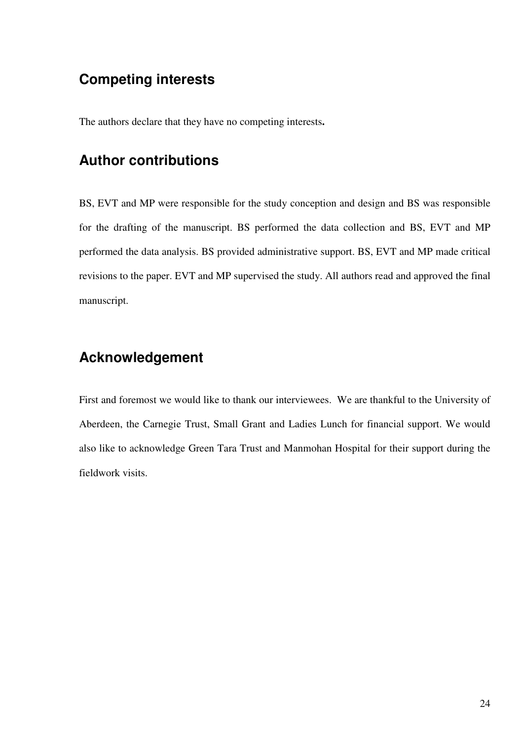## Competing interests

The authors declare that they have no competing interests**.**

## Author contributions

BS, EVT and MP were responsible for the study conception and design and BS was responsible for the drafting of the manuscript. BS performed the data collection and BS, EVT and MP performed the data analysis. BS provided administrative support. BS, EVT and MP made critical revisions to the paper. EVT and MP supervised the study. All authors read and approved the final manuscript.

## Acknowledgement

First and foremost we would like to thank our interviewees. We are thankful to the University of Aberdeen, the Carnegie Trust, Small Grant and Ladies Lunch for financial support. We would also like to acknowledge Green Tara Trust and Manmohan Hospital for their support during the fieldwork visits.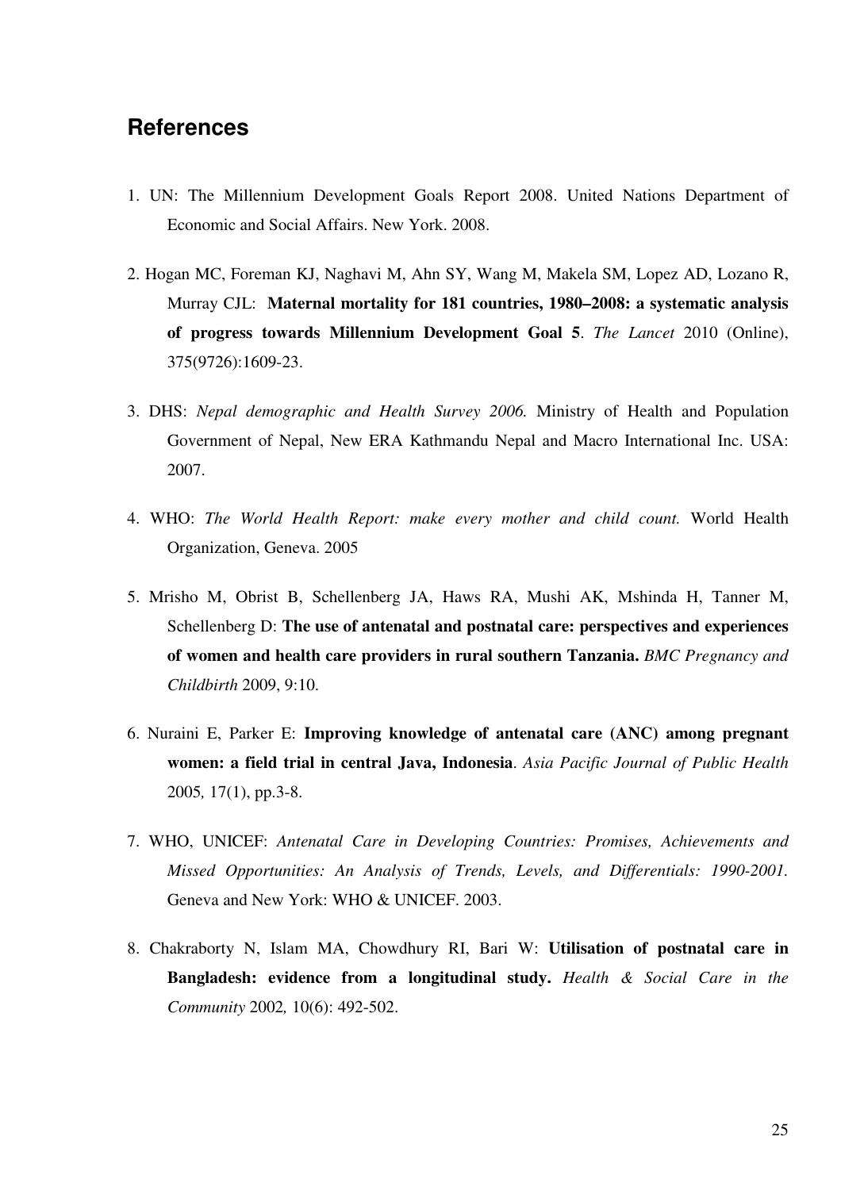## References

1. UN: The Millennium Development Goals Report 2008. United Nations Department of Economic and Social Affairs. New York. 2008.

2. Hogan MC, Foreman KJ, Naghavi M, Ahn SY, Wang M, Makela SM, Lopez AD, Lozano R, Murray CJL: **Maternal mortality for 181 countries, 1980–2008: a systematic analysis of progress towards Millennium Development Goal 5**. *The Lancet* 2010 (Online), 375(9726):1609-23.

3. DHS: *Nepal demographic and Health Survey 2006.* Ministry of Health and Population Government of Nepal, New ERA Kathmandu Nepal and Macro International Inc. USA: 2007.

4. WHO: *The World Health Report: make every mother and child count.* World Health Organization, Geneva. 2005

5. Mrisho M, Obrist B, Schellenberg JA, Haws RA, Mushi AK, Mshinda H, Tanner M, Schellenberg D: **The use of antenatal and postnatal care: perspectives and experiences of women and health care providers in rural southern Tanzania.** *BMC Pregnancy and Childbirth* 2009, 9:10.

6. Nuraini E, Parker E: **Improving knowledge of antenatal care (ANC) among pregnant women: a field trial in central Java, Indonesia**. *Asia Pacific Journal of Public Health* 2005*,* 17(1), pp.3-8.

7. WHO, UNICEF: *Antenatal Care in Developing Countries: Promises, Achievements and Missed Opportunities: An Analysis of Trends, Levels, and Differentials: 1990-2001.* Geneva and New York: WHO & UNICEF. 2003.

8. Chakraborty N, Islam MA, Chowdhury RI, Bari W: **Utilisation of postnatal care in Bangladesh: evidence from a longitudinal study.** *Health & Social Care in the Community* 2002*,* 10(6): 492-502.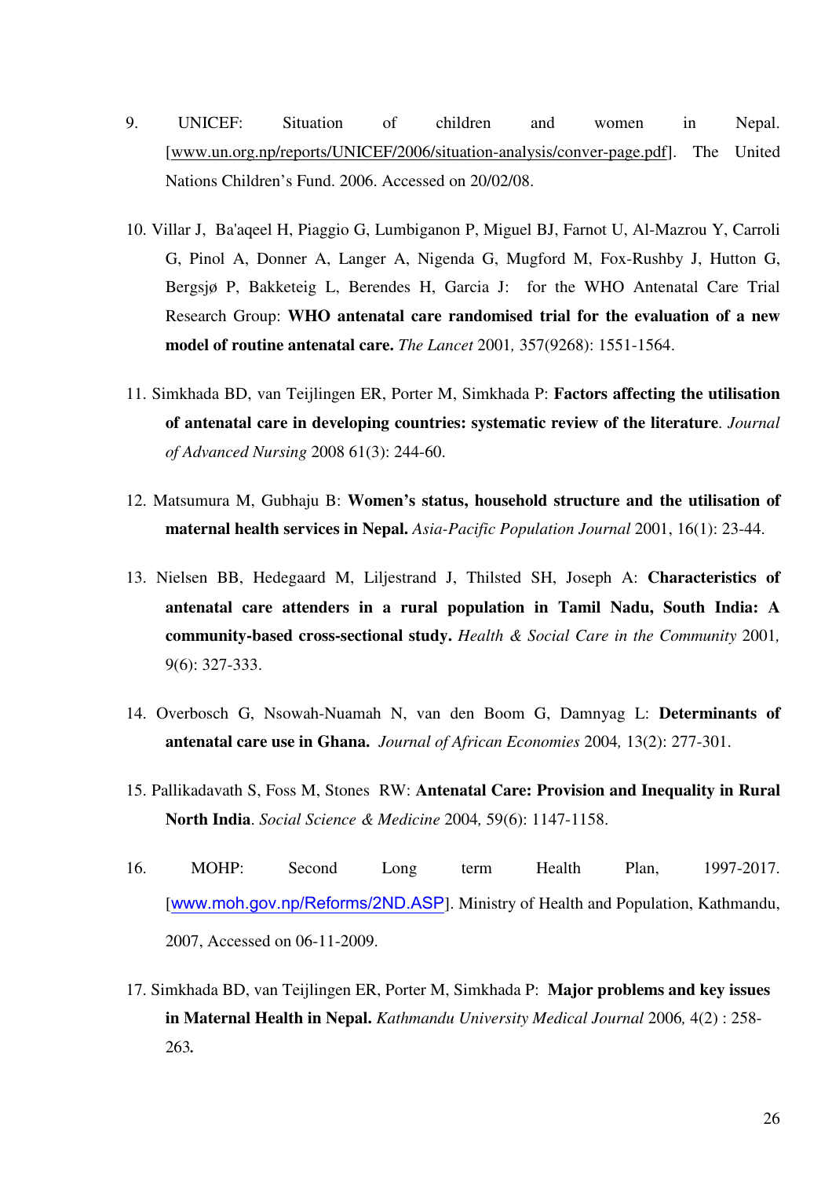9. UNICEF: Situation of children and women in Nepal. [www.un.org.np/reports/UNICEF/2006/situation-analysis/conver-page.pdf]. The United Nations Children's Fund. 2006. Accessed on 20/02/08.

10. Villar J, Ba'aqeel H, Piaggio G, Lumbiganon P, Miguel BJ, Farnot U, Al-Mazrou Y, Carroli G, Pinol A, Donner A, Langer A, Nigenda G, Mugford M, Fox-Rushby J, Hutton G, Bergsjø P, Bakketeig L, Berendes H, Garcia J: for the WHO Antenatal Care Trial Research Group: **WHO antenatal care randomised trial for the evaluation of a new model of routine antenatal care.** *The Lancet* 2001*,* 357(9268): 1551-1564.

11. Simkhada BD, van Teijlingen ER, Porter M, Simkhada P: **Factors affecting the utilisation of antenatal care in developing countries: systematic review of the literature**. *Journal of Advanced Nursing* 2008 61(3): 244-60.

12. Matsumura M, Gubhaju B: **Women's status, household structure and the utilisation of maternal health services in Nepal.** *Asia-Pacific Population Journal* 2001, 16(1): 23-44.

13. Nielsen BB, Hedegaard M, Liljestrand J, Thilsted SH, Joseph A: **Characteristics of antenatal care attenders in a rural population in Tamil Nadu, South India: A community-based cross-sectional study.** *Health & Social Care in the Community* 2001*,* 9(6): 327-333.

14. Overbosch G, Nsowah-Nuamah N, van den Boom G, Damnyag L: **Determinants of antenatal care use in Ghana.** *Journal of African Economies* 2004*,* 13(2): 277-301.

15. Pallikadavath S, Foss M, Stones RW: **Antenatal Care: Provision and Inequality in Rural North India**. *Social Science & Medicine* 2004*,* 59(6): 1147-1158.

16. MOHP: Second Long term Health Plan, 1997-2017. [www.moh.gov.np/Reforms/2ND.ASP]. Ministry of Health and Population, Kathmandu, 2007, Accessed on 06-11-2009.

17. Simkhada BD, van Teijlingen ER, Porter M, Simkhada P: **Major problems and key issues in Maternal Health in Nepal.** *Kathmandu University Medical Journal* 2006*,* 4(2) : 258-263**.**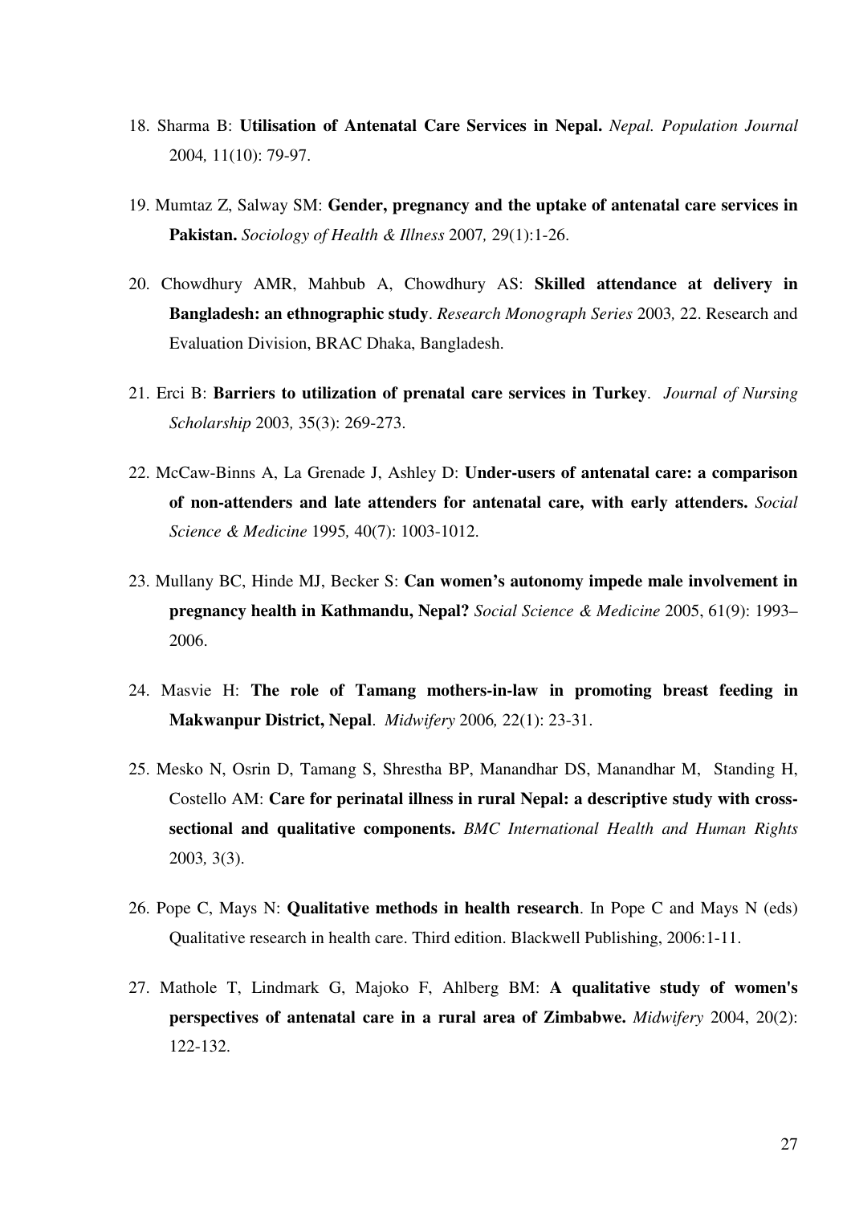18. Sharma B: **Utilisation of Antenatal Care Services in Nepal.** *Nepal. Population Journal* 2004*,* 11(10): 79-97.

19. Mumtaz Z, Salway SM: **Gender, pregnancy and the uptake of antenatal care services in Pakistan.** *Sociology of Health & Illness* 2007*,* 29(1):1-26.

20. Chowdhury AMR, Mahbub A, Chowdhury AS: **Skilled attendance at delivery in Bangladesh: an ethnographic study**. *Research Monograph Series* 2003*,* 22. Research and Evaluation Division, BRAC Dhaka, Bangladesh.

21. Erci B: **Barriers to utilization of prenatal care services in Turkey**. *Journal of Nursing Scholarship* 2003*,* 35(3): 269-273.

22. McCaw-Binns A, La Grenade J, Ashley D: **Under-users of antenatal care: a comparison of non-attenders and late attenders for antenatal care, with early attenders.** *Social Science & Medicine* 1995*,* 40(7): 1003-1012.

23. Mullany BC, Hinde MJ, Becker S: **Can women's autonomy impede male involvement in pregnancy health in Kathmandu, Nepal?** *Social Science & Medicine* 2005, 61(9): 1993–2006.

24. Masvie H: **The role of Tamang mothers-in-law in promoting breast feeding in Makwanpur District, Nepal**. *Midwifery* 2006*,* 22(1): 23-31.

25. Mesko N, Osrin D, Tamang S, Shrestha BP, Manandhar DS, Manandhar M, Standing H, Costello AM: **Care for perinatal illness in rural Nepal: a descriptive study with cross-sectional and qualitative components.** *BMC International Health and Human Rights* 2003*,* 3(3).

26. Pope C, Mays N: **Qualitative methods in health research**. In Pope C and Mays N (eds) Qualitative research in health care. Third edition. Blackwell Publishing, 2006:1-11.

27. Mathole T, Lindmark G, Majoko F, Ahlberg BM: **A qualitative study of women's perspectives of antenatal care in a rural area of Zimbabwe.** *Midwifery* 2004, 20(2): 122-132.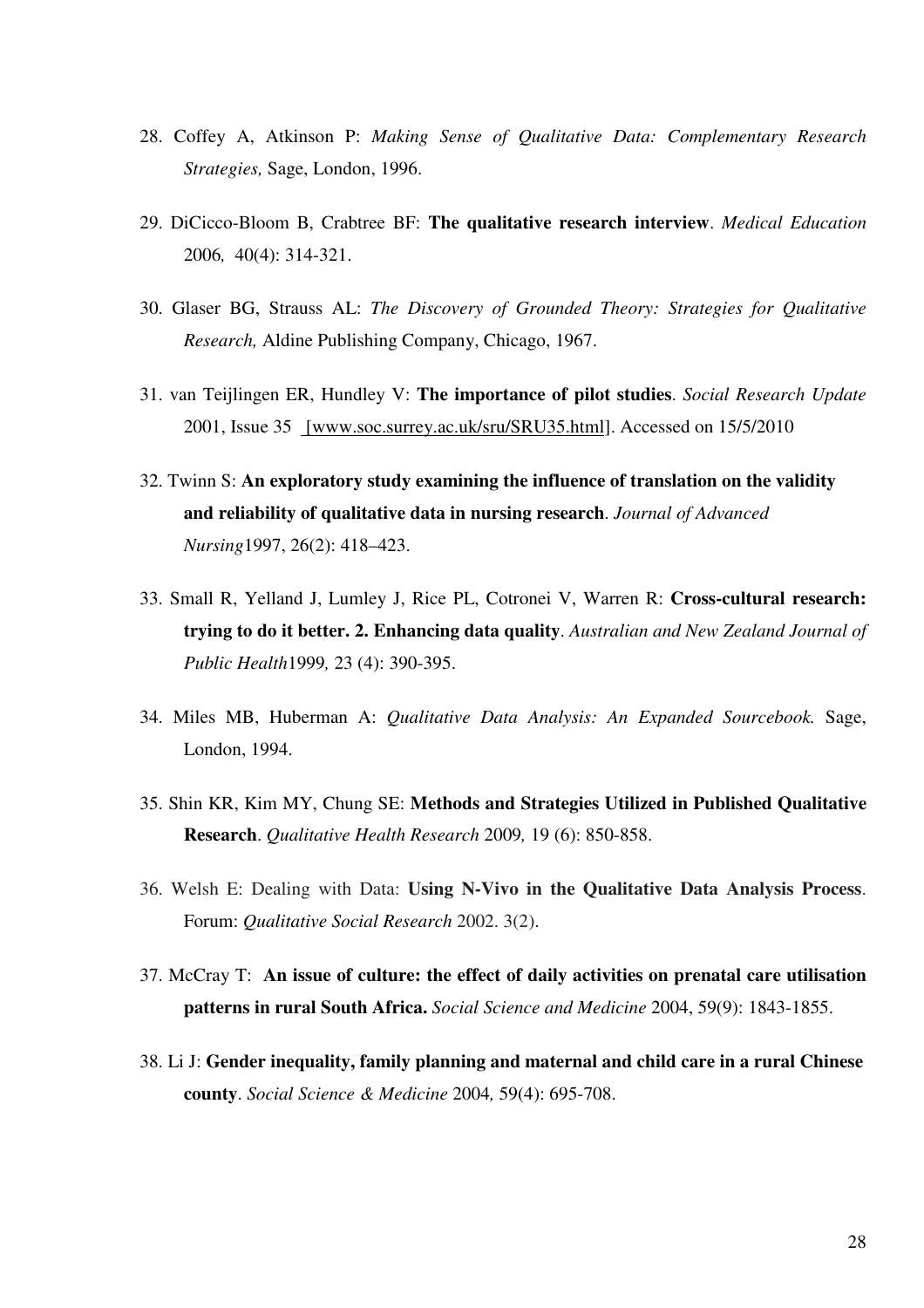28. Coffey A, Atkinson P: *Making Sense of Qualitative Data: Complementary Research Strategies,* Sage, London, 1996.

29. DiCicco-Bloom B, Crabtree BF: **The qualitative research interview**. *Medical Education* 2006*,* 40(4): 314-321.

30. Glaser BG, Strauss AL: *The Discovery of Grounded Theory: Strategies for Qualitative Research,* Aldine Publishing Company, Chicago, 1967.

31. van Teijlingen ER, Hundley V: **The importance of pilot studies**. *Social Research Update* 2001, Issue 35 [www.soc.surrey.ac.uk/sru/SRU35.html]. Accessed on 15/5/2010

32. Twinn S: **An exploratory study examining the influence of translation on the validity and reliability of qualitative data in nursing research**. *Journal of Advanced Nursing*1997, 26(2): 418–423.

33. Small R, Yelland J, Lumley J, Rice PL, Cotronei V, Warren R: **Cross-cultural research: trying to do it better. 2. Enhancing data quality**. *Australian and New Zealand Journal of Public Health*1999*,* 23 (4): 390-395.

34. Miles MB, Huberman A: *Qualitative Data Analysis: An Expanded Sourcebook.* Sage, London, 1994.

35. Shin KR, Kim MY, Chung SE: **Methods and Strategies Utilized in Published Qualitative Research**. *Qualitative Health Research* 2009*,* 19 (6): 850-858.

36. Welsh E: Dealing with Data: **Using N-Vivo in the Qualitative Data Analysis Process**. Forum: *Qualitative Social Research* 2002. 3(2).

37. McCray T: **An issue of culture: the effect of daily activities on prenatal care utilisation patterns in rural South Africa.** *Social Science and Medicine* 2004, 59(9): 1843-1855.

38. Li J: **Gender inequality, family planning and maternal and child care in a rural Chinese county**. *Social Science & Medicine* 2004*,* 59(4): 695-708.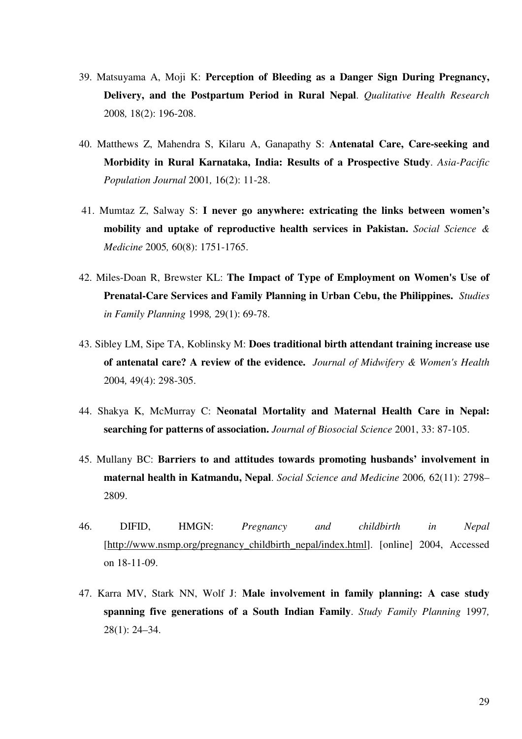39. Matsuyama A, Moji K: **Perception of Bleeding as a Danger Sign During Pregnancy, Delivery, and the Postpartum Period in Rural Nepal**. *Qualitative Health Research* 2008*,* 18(2): 196-208.

40. Matthews Z, Mahendra S, Kilaru A, Ganapathy S: **Antenatal Care, Care-seeking and Morbidity in Rural Karnataka, India: Results of a Prospective Study**. *Asia-Pacific Population Journal* 2001*,* 16(2): 11-28.

41. Mumtaz Z, Salway S: **I never go anywhere: extricating the links between women's mobility and uptake of reproductive health services in Pakistan.** *Social Science & Medicine* 2005*,* 60(8): 1751-1765.

42. Miles-Doan R, Brewster KL: **The Impact of Type of Employment on Women's Use of Prenatal-Care Services and Family Planning in Urban Cebu, the Philippines.** *Studies in Family Planning* 1998*,* 29(1): 69-78.

43. Sibley LM, Sipe TA, Koblinsky M: **Does traditional birth attendant training increase use of antenatal care? A review of the evidence.** *Journal of Midwifery & Women's Health* 2004*,* 49(4): 298-305.

44. Shakya K, McMurray C: **Neonatal Mortality and Maternal Health Care in Nepal: searching for patterns of association.** *Journal of Biosocial Science* 2001, 33: 87-105.

45. Mullany BC: **Barriers to and attitudes towards promoting husbands' involvement in maternal health in Katmandu, Nepal**. *Social Science and Medicine* 2006*,* 62(11): 2798–2809.

46. DIFID, HMGN: *Pregnancy and childbirth in Nepal* [http://www.nsmp.org/pregnancy_childbirth_nepal/index.html]. [online] 2004, Accessed on 18-11-09.

47. Karra MV, Stark NN, Wolf J: **Male involvement in family planning: A case study spanning five generations of a South Indian Family**. *Study Family Planning* 1997*,* 28(1): 24–34.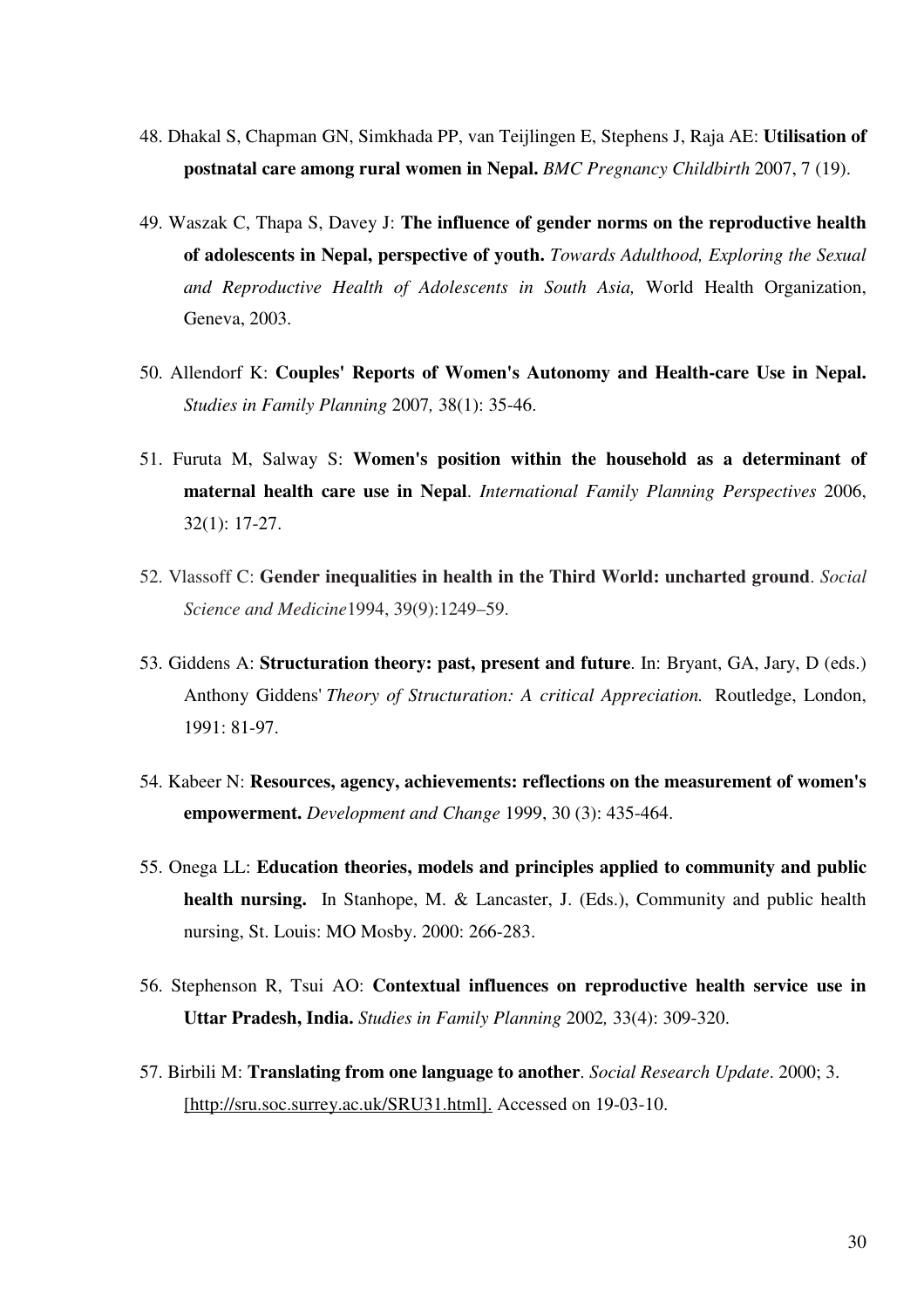48. Dhakal S, Chapman GN, Simkhada PP, van Teijlingen E, Stephens J, Raja AE: **Utilisation of postnatal care among rural women in Nepal.** *BMC Pregnancy Childbirth* 2007, 7 (19).

49. Waszak C, Thapa S, Davey J: **The influence of gender norms on the reproductive health of adolescents in Nepal, perspective of youth.** *Towards Adulthood, Exploring the Sexual and Reproductive Health of Adolescents in South Asia,* World Health Organization, Geneva, 2003.

50. Allendorf K: **Couples' Reports of Women's Autonomy and Health-care Use in Nepal.** *Studies in Family Planning* 2007*,* 38(1): 35-46.

51. Furuta M, Salway S: **Women's position within the household as a determinant of maternal health care use in Nepal**. *International Family Planning Perspectives* 2006, 32(1): 17-27.

52. Vlassoff C: **Gender inequalities in health in the Third World: uncharted ground**. *Social Science and Medicine*1994, 39(9):1249–59.

53. Giddens A: **Structuration theory: past, present and future**. In: Bryant, GA, Jary, D (eds.) Anthony Giddens' *Theory of Structuration: A critical Appreciation.* Routledge, London, 1991: 81-97.

54. Kabeer N: **Resources, agency, achievements: reflections on the measurement of women's empowerment.** *Development and Change* 1999, 30 (3): 435-464.

55. Onega LL: **Education theories, models and principles applied to community and public health nursing.** In Stanhope, M. & Lancaster, J. (Eds.), Community and public health nursing, St. Louis: MO Mosby. 2000: 266-283.

56. Stephenson R, Tsui AO: **Contextual influences on reproductive health service use in Uttar Pradesh, India.** *Studies in Family Planning* 2002*,* 33(4): 309-320.

57. Birbili M: **Translating from one language to another**. *Social Research Update*. 2000; 3. [http://sru.soc.surrey.ac.uk/SRU31.html]. Accessed on 19-03-10.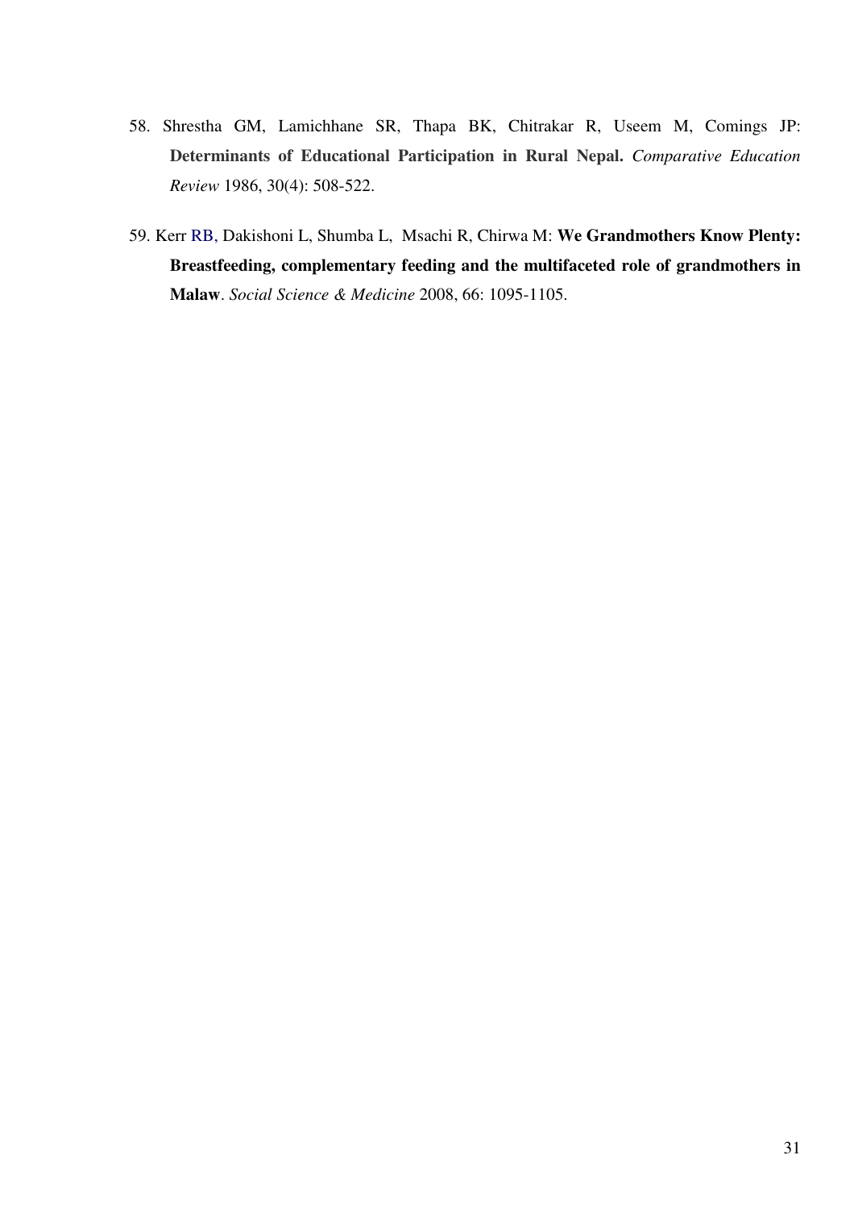58. Shrestha GM, Lamichhane SR, Thapa BK, Chitrakar R, Useem M, Comings JP: **Determinants of Educational Participation in Rural Nepal.** *Comparative Education Review* 1986, 30(4): 508-522.

59. Kerr RB, Dakishoni L, Shumba L, Msachi R, Chirwa M: **We Grandmothers Know Plenty: Breastfeeding, complementary feeding and the multifaceted role of grandmothers in Malaw**. *Social Science & Medicine* 2008, 66: 1095-1105.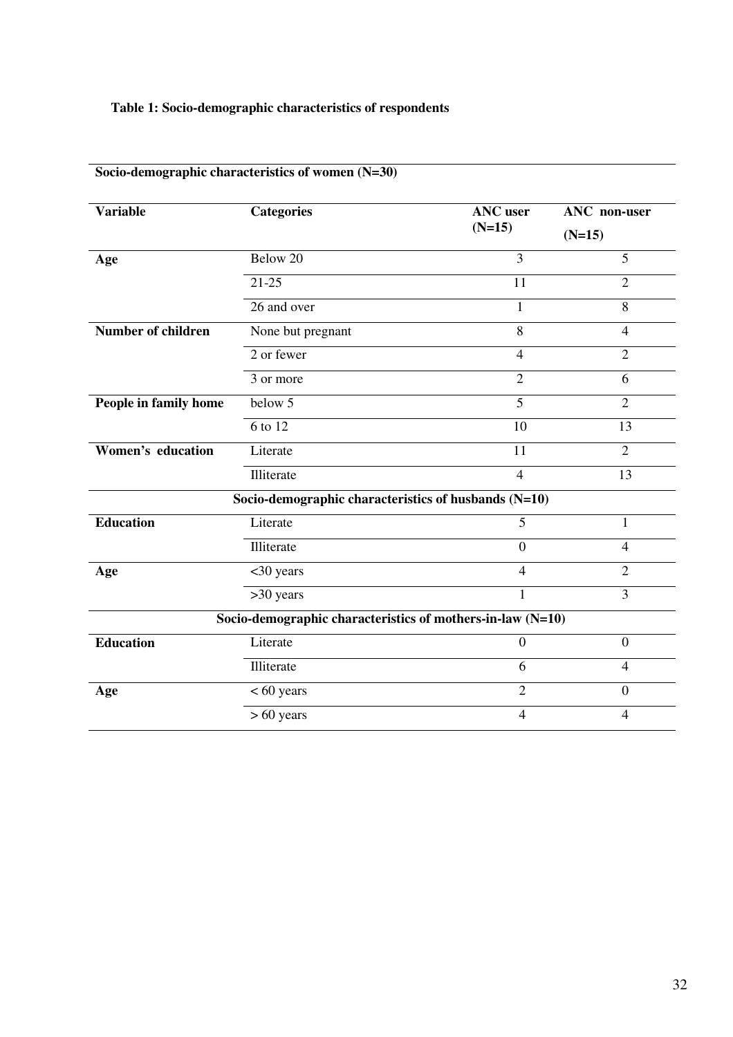**Table 1: Socio-demographic characteristics of respondents**

| Socio-demographic characteristics of women (N=30) | | | |
|---|---|---|---|
| **Variable** | **Categories** | **ANC user (N=15)** | **ANC non-user (N=15)** |
| **Age** | Below 20 | 3 | 5 |
| | 21-25 | 11 | 2 |
| | 26 and over | 1 | 8 |
| **Number of children** | None but pregnant | 8 | 4 |
| | 2 or fewer | 4 | 2 |
| | 3 or more | 2 | 6 |
| **People in family home** | below 5 | 5 | 2 |
| | 6 to 12 | 10 | 13 |
| **Women's education** | Literate | 11 | 2 |
| | Illiterate | 4 | 13 |
| **Socio-demographic characteristics of husbands (N=10)** | | | |
| **Education** | Literate | 5 | 1 |
| | Illiterate | 0 | 4 |
| **Age** | <30 years | 4 | 2 |
| | >30 years | 1 | 3 |
| **Socio-demographic characteristics of mothers-in-law (N=10)** | | | |
| **Education** | Literate | 0 | 0 |
| | Illiterate | 6 | 4 |
| **Age** | < 60 years | 2 | 0 |
| | > 60 years | 4 | 4 |